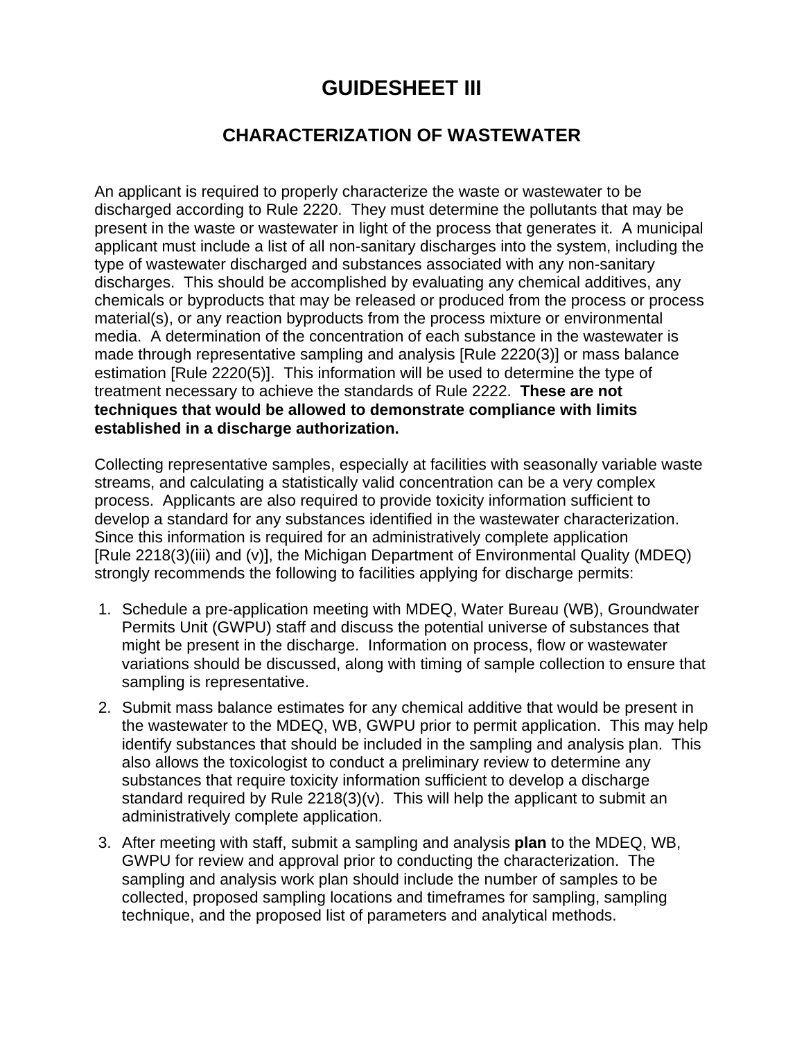# GUIDESHEET III

## CHARACTERIZATION OF WASTEWATER

An applicant is required to properly characterize the waste or wastewater to be discharged according to Rule 2220. They must determine the pollutants that may be present in the waste or wastewater in light of the process that generates it. A municipal applicant must include a list of all non-sanitary discharges into the system, including the type of wastewater discharged and substances associated with any non-sanitary discharges. This should be accomplished by evaluating any chemical additives, any chemicals or byproducts that may be released or produced from the process or process material(s), or any reaction byproducts from the process mixture or environmental media. A determination of the concentration of each substance in the wastewater is made through representative sampling and analysis [Rule 2220(3)] or mass balance estimation [Rule 2220(5)]. This information will be used to determine the type of treatment necessary to achieve the standards of Rule 2222. **These are not techniques that would be allowed to demonstrate compliance with limits established in a discharge authorization.**

Collecting representative samples, especially at facilities with seasonally variable waste streams, and calculating a statistically valid concentration can be a very complex process. Applicants are also required to provide toxicity information sufficient to develop a standard for any substances identified in the wastewater characterization. Since this information is required for an administratively complete application [Rule 2218(3)(iii) and (v)], the Michigan Department of Environmental Quality (MDEQ) strongly recommends the following to facilities applying for discharge permits:

1. Schedule a pre-application meeting with MDEQ, Water Bureau (WB), Groundwater Permits Unit (GWPU) staff and discuss the potential universe of substances that might be present in the discharge. Information on process, flow or wastewater variations should be discussed, along with timing of sample collection to ensure that sampling is representative.
2. Submit mass balance estimates for any chemical additive that would be present in the wastewater to the MDEQ, WB, GWPU prior to permit application. This may help identify substances that should be included in the sampling and analysis plan. This also allows the toxicologist to conduct a preliminary review to determine any substances that require toxicity information sufficient to develop a discharge standard required by Rule 2218(3)(v). This will help the applicant to submit an administratively complete application.
3. After meeting with staff, submit a sampling and analysis **plan** to the MDEQ, WB, GWPU for review and approval prior to conducting the characterization. The sampling and analysis work plan should include the number of samples to be collected, proposed sampling locations and timeframes for sampling, sampling technique, and the proposed list of parameters and analytical methods.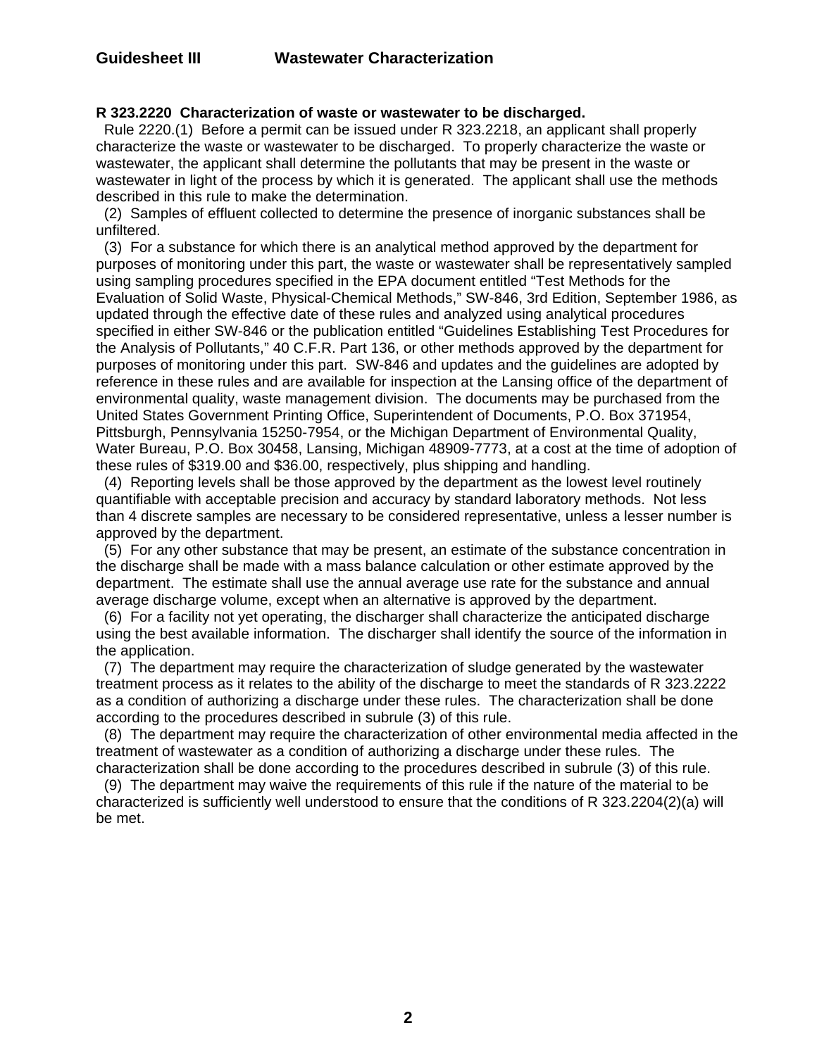# Guidesheet III Wastewater Characterization

**R 323.2220 Characterization of waste or wastewater to be discharged.**

Rule 2220.(1) Before a permit can be issued under R 323.2218, an applicant shall properly characterize the waste or wastewater to be discharged. To properly characterize the waste or wastewater, the applicant shall determine the pollutants that may be present in the waste or wastewater in light of the process by which it is generated. The applicant shall use the methods described in this rule to make the determination.

(2) Samples of effluent collected to determine the presence of inorganic substances shall be unfiltered.

(3) For a substance for which there is an analytical method approved by the department for purposes of monitoring under this part, the waste or wastewater shall be representatively sampled using sampling procedures specified in the EPA document entitled "Test Methods for the Evaluation of Solid Waste, Physical-Chemical Methods," SW-846, 3rd Edition, September 1986, as updated through the effective date of these rules and analyzed using analytical procedures specified in either SW-846 or the publication entitled "Guidelines Establishing Test Procedures for the Analysis of Pollutants," 40 C.F.R. Part 136, or other methods approved by the department for purposes of monitoring under this part. SW-846 and updates and the guidelines are adopted by reference in these rules and are available for inspection at the Lansing office of the department of environmental quality, waste management division. The documents may be purchased from the United States Government Printing Office, Superintendent of Documents, P.O. Box 371954, Pittsburgh, Pennsylvania 15250-7954, or the Michigan Department of Environmental Quality, Water Bureau, P.O. Box 30458, Lansing, Michigan 48909-7773, at a cost at the time of adoption of these rules of $319.00 and $36.00, respectively, plus shipping and handling.

(4) Reporting levels shall be those approved by the department as the lowest level routinely quantifiable with acceptable precision and accuracy by standard laboratory methods. Not less than 4 discrete samples are necessary to be considered representative, unless a lesser number is approved by the department.

(5) For any other substance that may be present, an estimate of the substance concentration in the discharge shall be made with a mass balance calculation or other estimate approved by the department. The estimate shall use the annual average use rate for the substance and annual average discharge volume, except when an alternative is approved by the department.

(6) For a facility not yet operating, the discharger shall characterize the anticipated discharge using the best available information. The discharger shall identify the source of the information in the application.

(7) The department may require the characterization of sludge generated by the wastewater treatment process as it relates to the ability of the discharge to meet the standards of R 323.2222 as a condition of authorizing a discharge under these rules. The characterization shall be done according to the procedures described in subrule (3) of this rule.

(8) The department may require the characterization of other environmental media affected in the treatment of wastewater as a condition of authorizing a discharge under these rules. The characterization shall be done according to the procedures described in subrule (3) of this rule.

(9) The department may waive the requirements of this rule if the nature of the material to be characterized is sufficiently well understood to ensure that the conditions of R 323.2204(2)(a) will be met.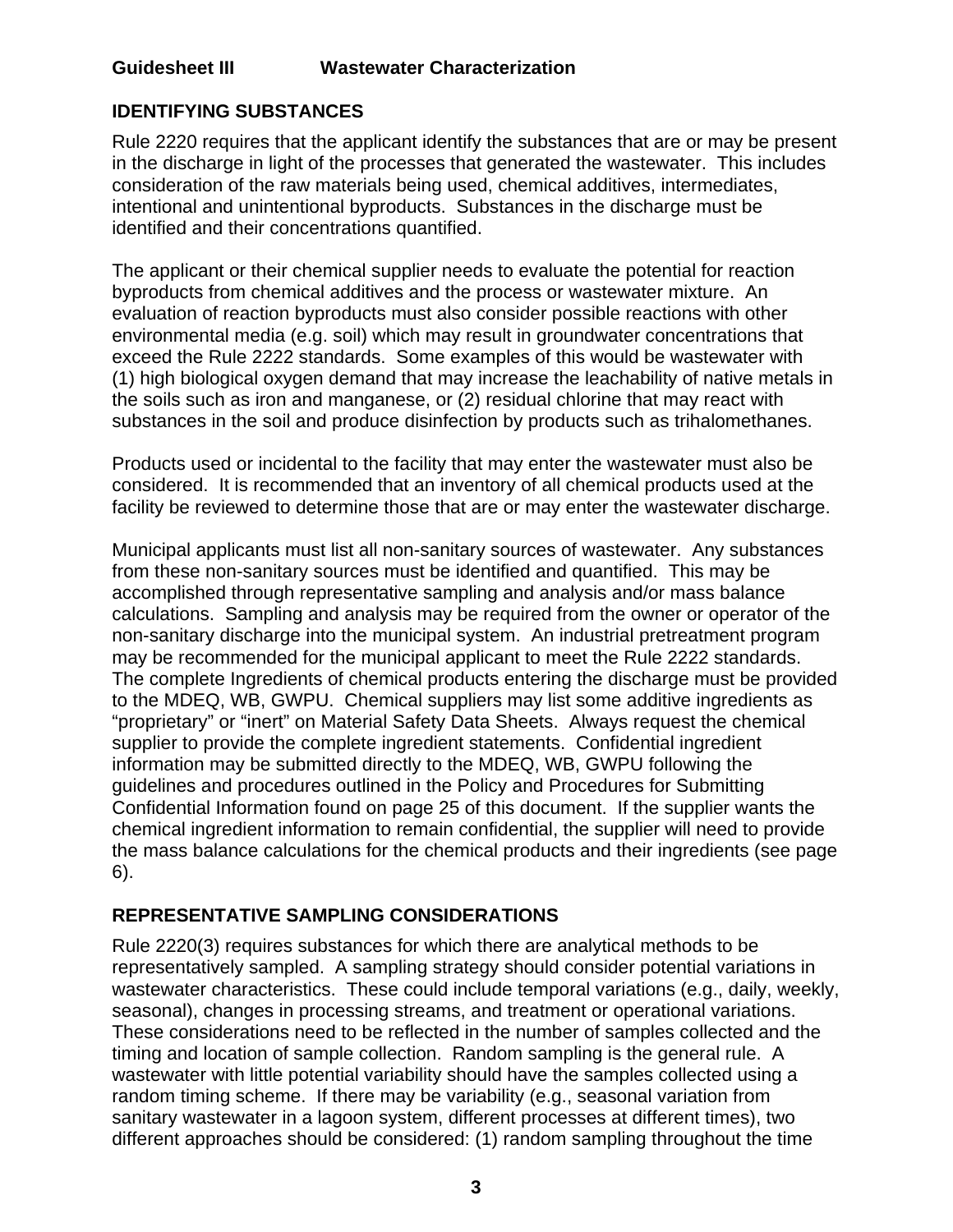**Guidesheet III Wastewater Characterization**

## IDENTIFYING SUBSTANCES

Rule 2220 requires that the applicant identify the substances that are or may be present in the discharge in light of the processes that generated the wastewater. This includes consideration of the raw materials being used, chemical additives, intermediates, intentional and unintentional byproducts. Substances in the discharge must be identified and their concentrations quantified.

The applicant or their chemical supplier needs to evaluate the potential for reaction byproducts from chemical additives and the process or wastewater mixture. An evaluation of reaction byproducts must also consider possible reactions with other environmental media (e.g. soil) which may result in groundwater concentrations that exceed the Rule 2222 standards. Some examples of this would be wastewater with (1) high biological oxygen demand that may increase the leachability of native metals in the soils such as iron and manganese, or (2) residual chlorine that may react with substances in the soil and produce disinfection by products such as trihalomethanes.

Products used or incidental to the facility that may enter the wastewater must also be considered. It is recommended that an inventory of all chemical products used at the facility be reviewed to determine those that are or may enter the wastewater discharge.

Municipal applicants must list all non-sanitary sources of wastewater. Any substances from these non-sanitary sources must be identified and quantified. This may be accomplished through representative sampling and analysis and/or mass balance calculations. Sampling and analysis may be required from the owner or operator of the non-sanitary discharge into the municipal system. An industrial pretreatment program may be recommended for the municipal applicant to meet the Rule 2222 standards. The complete Ingredients of chemical products entering the discharge must be provided to the MDEQ, WB, GWPU. Chemical suppliers may list some additive ingredients as "proprietary" or "inert" on Material Safety Data Sheets. Always request the chemical supplier to provide the complete ingredient statements. Confidential ingredient information may be submitted directly to the MDEQ, WB, GWPU following the guidelines and procedures outlined in the Policy and Procedures for Submitting Confidential Information found on page 25 of this document. If the supplier wants the chemical ingredient information to remain confidential, the supplier will need to provide the mass balance calculations for the chemical products and their ingredients (see page 6).

## REPRESENTATIVE SAMPLING CONSIDERATIONS

Rule 2220(3) requires substances for which there are analytical methods to be representatively sampled. A sampling strategy should consider potential variations in wastewater characteristics. These could include temporal variations (e.g., daily, weekly, seasonal), changes in processing streams, and treatment or operational variations. These considerations need to be reflected in the number of samples collected and the timing and location of sample collection. Random sampling is the general rule. A wastewater with little potential variability should have the samples collected using a random timing scheme. If there may be variability (e.g., seasonal variation from sanitary wastewater in a lagoon system, different processes at different times), two different approaches should be considered: (1) random sampling throughout the time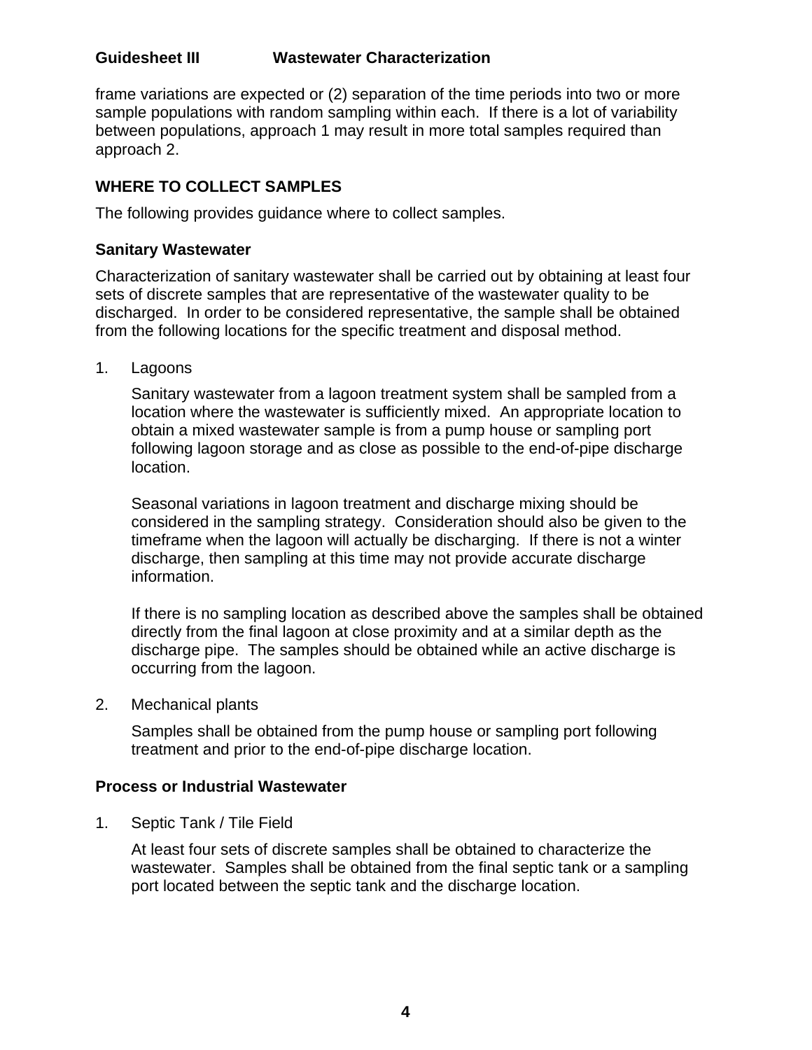frame variations are expected or (2) separation of the time periods into two or more sample populations with random sampling within each. If there is a lot of variability between populations, approach 1 may result in more total samples required than approach 2.

## WHERE TO COLLECT SAMPLES

The following provides guidance where to collect samples.

### Sanitary Wastewater

Characterization of sanitary wastewater shall be carried out by obtaining at least four sets of discrete samples that are representative of the wastewater quality to be discharged. In order to be considered representative, the sample shall be obtained from the following locations for the specific treatment and disposal method.

1. Lagoons

   Sanitary wastewater from a lagoon treatment system shall be sampled from a location where the wastewater is sufficiently mixed. An appropriate location to obtain a mixed wastewater sample is from a pump house or sampling port following lagoon storage and as close as possible to the end-of-pipe discharge location.

   Seasonal variations in lagoon treatment and discharge mixing should be considered in the sampling strategy. Consideration should also be given to the timeframe when the lagoon will actually be discharging. If there is not a winter discharge, then sampling at this time may not provide accurate discharge information.

   If there is no sampling location as described above the samples shall be obtained directly from the final lagoon at close proximity and at a similar depth as the discharge pipe. The samples should be obtained while an active discharge is occurring from the lagoon.

2. Mechanical plants

   Samples shall be obtained from the pump house or sampling port following treatment and prior to the end-of-pipe discharge location.

### Process or Industrial Wastewater

1. Septic Tank / Tile Field

   At least four sets of discrete samples shall be obtained to characterize the wastewater. Samples shall be obtained from the final septic tank or a sampling port located between the septic tank and the discharge location.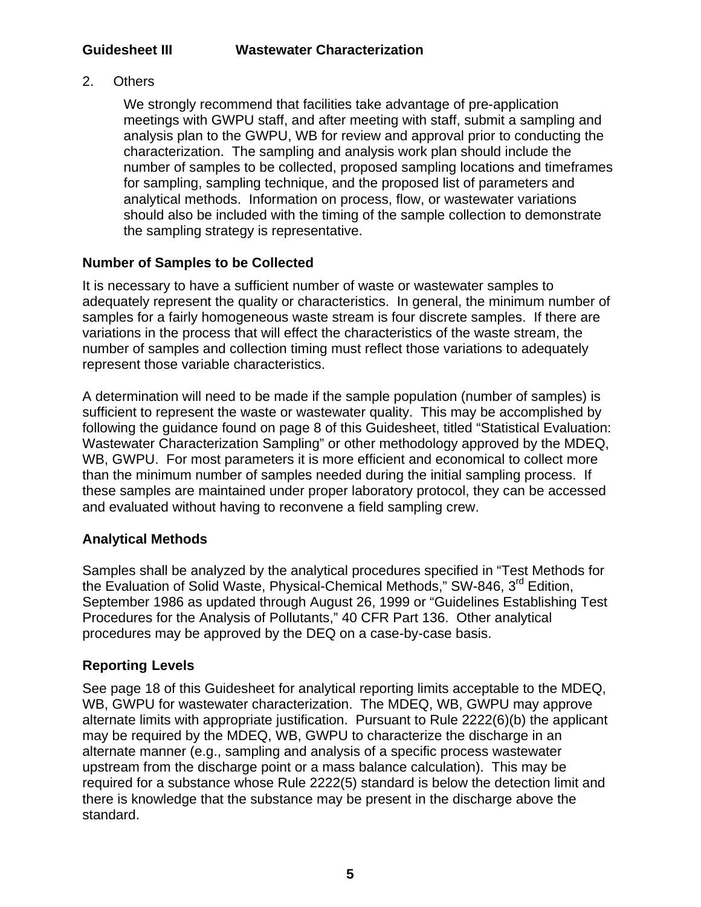**Guidesheet III Wastewater Characterization**

2. Others

   We strongly recommend that facilities take advantage of pre-application meetings with GWPU staff, and after meeting with staff, submit a sampling and analysis plan to the GWPU, WB for review and approval prior to conducting the characterization. The sampling and analysis work plan should include the number of samples to be collected, proposed sampling locations and timeframes for sampling, sampling technique, and the proposed list of parameters and analytical methods. Information on process, flow, or wastewater variations should also be included with the timing of the sample collection to demonstrate the sampling strategy is representative.

### Number of Samples to be Collected

It is necessary to have a sufficient number of waste or wastewater samples to adequately represent the quality or characteristics. In general, the minimum number of samples for a fairly homogeneous waste stream is four discrete samples. If there are variations in the process that will effect the characteristics of the waste stream, the number of samples and collection timing must reflect those variations to adequately represent those variable characteristics.

A determination will need to be made if the sample population (number of samples) is sufficient to represent the waste or wastewater quality. This may be accomplished by following the guidance found on page 8 of this Guidesheet, titled "Statistical Evaluation: Wastewater Characterization Sampling" or other methodology approved by the MDEQ, WB, GWPU. For most parameters it is more efficient and economical to collect more than the minimum number of samples needed during the initial sampling process. If these samples are maintained under proper laboratory protocol, they can be accessed and evaluated without having to reconvene a field sampling crew.

### Analytical Methods

Samples shall be analyzed by the analytical procedures specified in "Test Methods for the Evaluation of Solid Waste, Physical-Chemical Methods," SW-846, 3rd Edition, September 1986 as updated through August 26, 1999 or "Guidelines Establishing Test Procedures for the Analysis of Pollutants," 40 CFR Part 136. Other analytical procedures may be approved by the DEQ on a case-by-case basis.

### Reporting Levels

See page 18 of this Guidesheet for analytical reporting limits acceptable to the MDEQ, WB, GWPU for wastewater characterization. The MDEQ, WB, GWPU may approve alternate limits with appropriate justification. Pursuant to Rule 2222(6)(b) the applicant may be required by the MDEQ, WB, GWPU to characterize the discharge in an alternate manner (e.g., sampling and analysis of a specific process wastewater upstream from the discharge point or a mass balance calculation). This may be required for a substance whose Rule 2222(5) standard is below the detection limit and there is knowledge that the substance may be present in the discharge above the standard.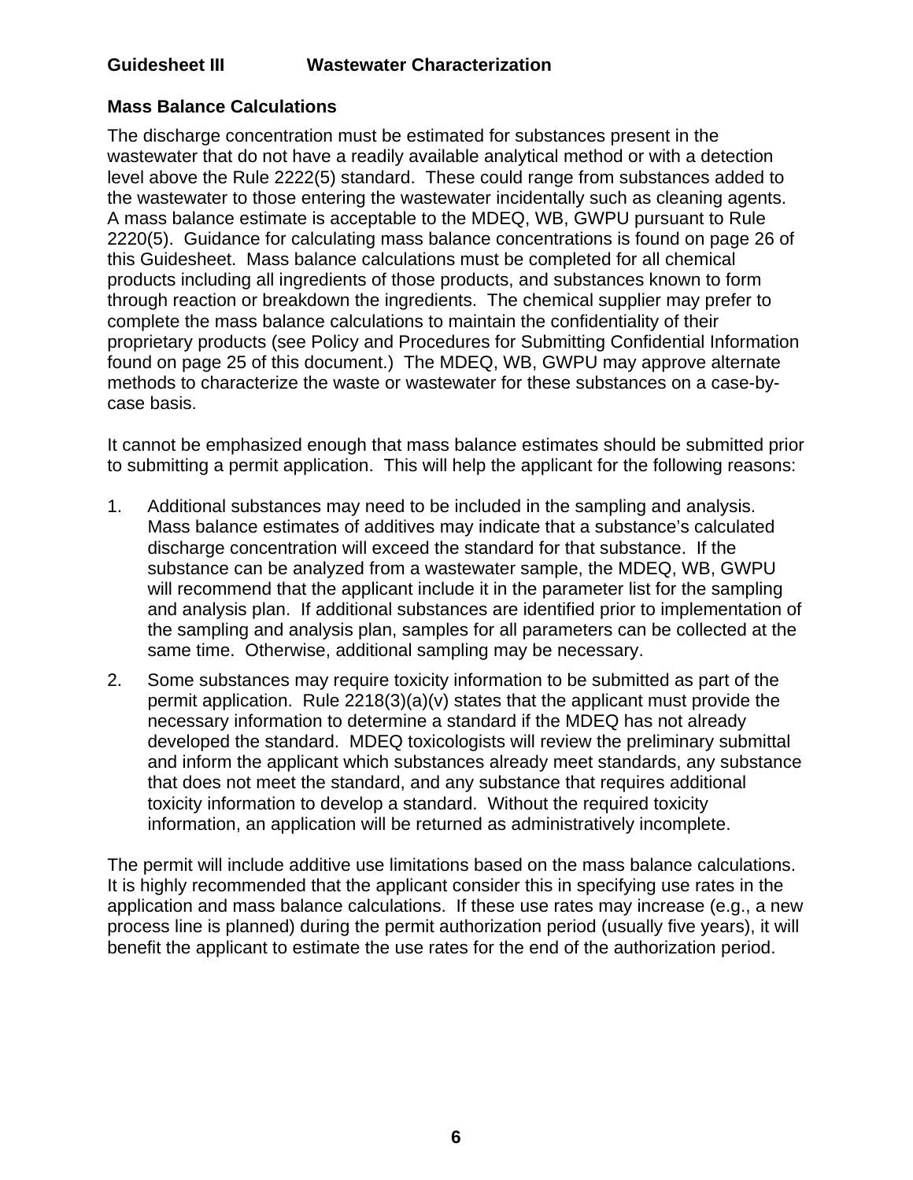**Guidesheet III Wastewater Characterization**

## Mass Balance Calculations

The discharge concentration must be estimated for substances present in the wastewater that do not have a readily available analytical method or with a detection level above the Rule 2222(5) standard. These could range from substances added to the wastewater to those entering the wastewater incidentally such as cleaning agents. A mass balance estimate is acceptable to the MDEQ, WB, GWPU pursuant to Rule 2220(5). Guidance for calculating mass balance concentrations is found on page 26 of this Guidesheet. Mass balance calculations must be completed for all chemical products including all ingredients of those products, and substances known to form through reaction or breakdown the ingredients. The chemical supplier may prefer to complete the mass balance calculations to maintain the confidentiality of their proprietary products (see Policy and Procedures for Submitting Confidential Information found on page 25 of this document.) The MDEQ, WB, GWPU may approve alternate methods to characterize the waste or wastewater for these substances on a case-by-case basis.

It cannot be emphasized enough that mass balance estimates should be submitted prior to submitting a permit application. This will help the applicant for the following reasons:

1. Additional substances may need to be included in the sampling and analysis. Mass balance estimates of additives may indicate that a substance's calculated discharge concentration will exceed the standard for that substance. If the substance can be analyzed from a wastewater sample, the MDEQ, WB, GWPU will recommend that the applicant include it in the parameter list for the sampling and analysis plan. If additional substances are identified prior to implementation of the sampling and analysis plan, samples for all parameters can be collected at the same time. Otherwise, additional sampling may be necessary.
2. Some substances may require toxicity information to be submitted as part of the permit application. Rule 2218(3)(a)(v) states that the applicant must provide the necessary information to determine a standard if the MDEQ has not already developed the standard. MDEQ toxicologists will review the preliminary submittal and inform the applicant which substances already meet standards, any substance that does not meet the standard, and any substance that requires additional toxicity information to develop a standard. Without the required toxicity information, an application will be returned as administratively incomplete.

The permit will include additive use limitations based on the mass balance calculations. It is highly recommended that the applicant consider this in specifying use rates in the application and mass balance calculations. If these use rates may increase (e.g., a new process line is planned) during the permit authorization period (usually five years), it will benefit the applicant to estimate the use rates for the end of the authorization period.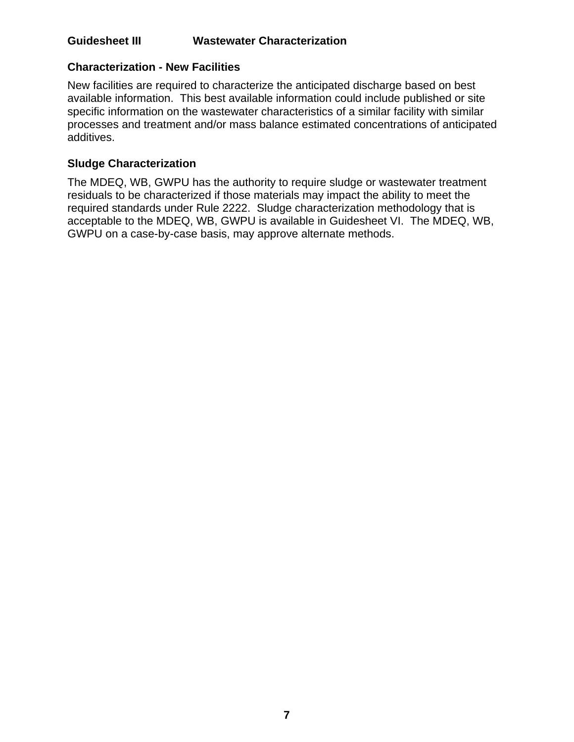## Guidesheet III Wastewater Characterization

### Characterization - New Facilities

New facilities are required to characterize the anticipated discharge based on best available information. This best available information could include published or site specific information on the wastewater characteristics of a similar facility with similar processes and treatment and/or mass balance estimated concentrations of anticipated additives.

### Sludge Characterization

The MDEQ, WB, GWPU has the authority to require sludge or wastewater treatment residuals to be characterized if those materials may impact the ability to meet the required standards under Rule 2222. Sludge characterization methodology that is acceptable to the MDEQ, WB, GWPU is available in Guidesheet VI. The MDEQ, WB, GWPU on a case-by-case basis, may approve alternate methods.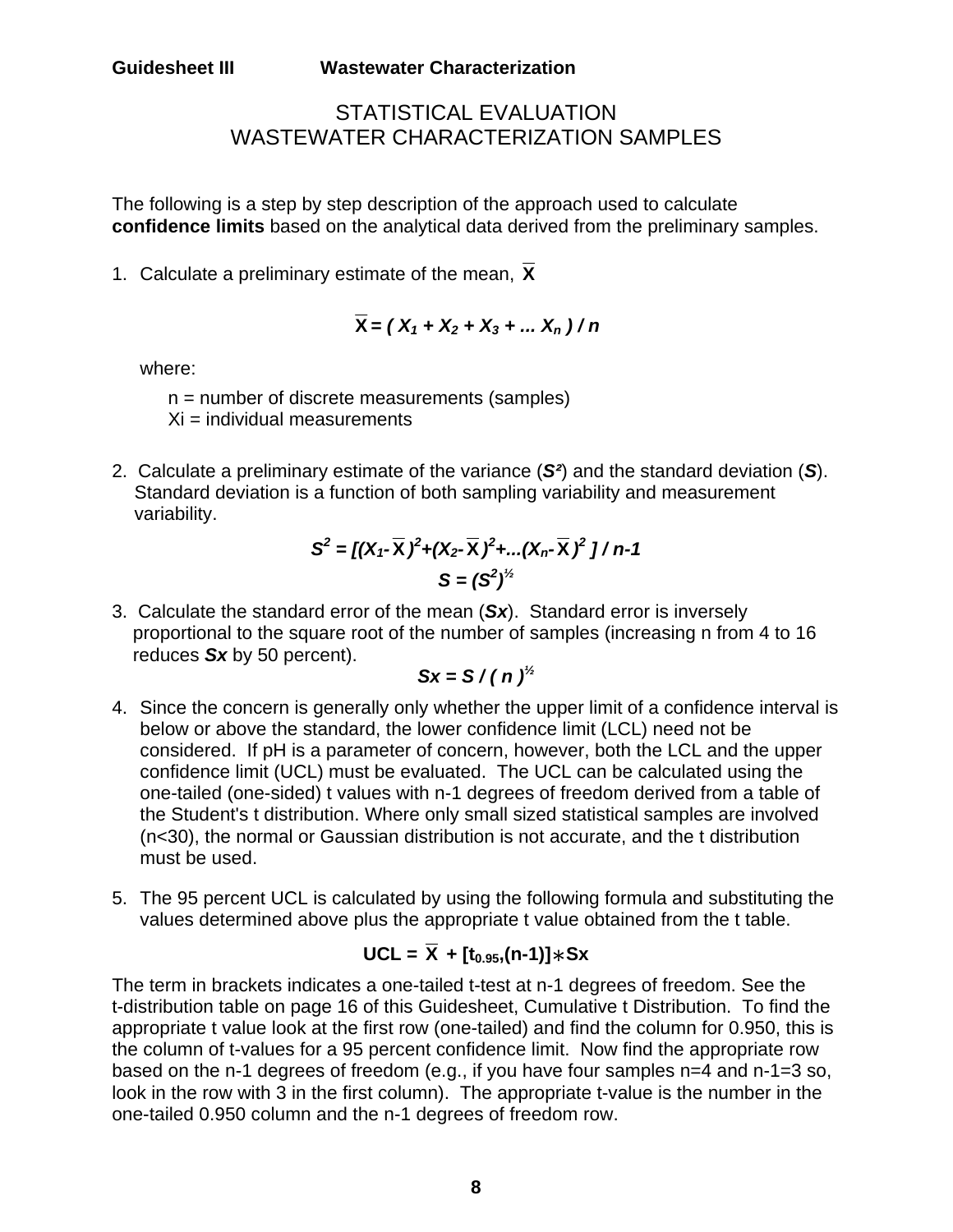**Guidesheet III Wastewater Characterization**

# STATISTICAL EVALUATION
# WASTEWATER CHARACTERIZATION SAMPLES

The following is a step by step description of the approach used to calculate **confidence limits** based on the analytical data derived from the preliminary samples.

1. Calculate a preliminary estimate of the mean, $\overline{X}$

$$\overline{X} = ( X_1 + X_2 + X_3 + ... X_n ) / n$$

   where:

   n = number of discrete measurements (samples)
   Xi = individual measurements

2. Calculate a preliminary estimate of the variance ($S^2$) and the standard deviation ($S$). Standard deviation is a function of both sampling variability and measurement variability.

$$S^2 = [(X_1 - \overline{X})^2 + (X_2 - \overline{X})^2 + ...(X_n - \overline{X})^2 ] / n-1$$

$$S = (S^2)^{½}$$

3. Calculate the standard error of the mean ($Sx$). Standard error is inversely proportional to the square root of the number of samples (increasing n from 4 to 16 reduces $Sx$ by 50 percent).

$$Sx = S / ( n )^{½}$$

4. Since the concern is generally only whether the upper limit of a confidence interval is below or above the standard, the lower confidence limit (LCL) need not be considered. If pH is a parameter of concern, however, both the LCL and the upper confidence limit (UCL) must be evaluated. The UCL can be calculated using the one-tailed (one-sided) t values with n-1 degrees of freedom derived from a table of the Student's t distribution. Where only small sized statistical samples are involved (n<30), the normal or Gaussian distribution is not accurate, and the t distribution must be used.

5. The 95 percent UCL is calculated by using the following formula and substituting the values determined above plus the appropriate t value obtained from the t table.

$$UCL = \overline{X} + [t_{0.95},(n-1)] * Sx$$

The term in brackets indicates a one-tailed t-test at n-1 degrees of freedom. See the t-distribution table on page 16 of this Guidesheet, Cumulative t Distribution. To find the appropriate t value look at the first row (one-tailed) and find the column for 0.950, this is the column of t-values for a 95 percent confidence limit. Now find the appropriate row based on the n-1 degrees of freedom (e.g., if you have four samples n=4 and n-1=3 so, look in the row with 3 in the first column). The appropriate t-value is the number in the one-tailed 0.950 column and the n-1 degrees of freedom row.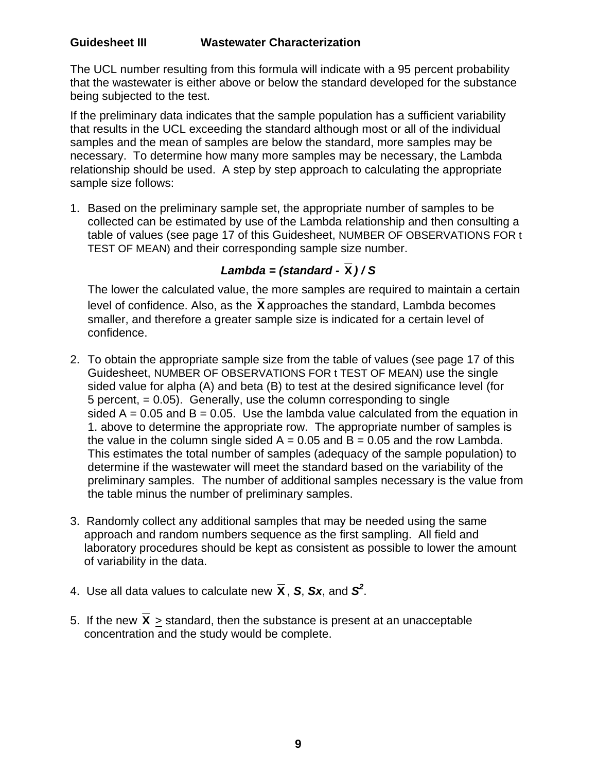**Guidesheet III Wastewater Characterization**

The UCL number resulting from this formula will indicate with a 95 percent probability that the wastewater is either above or below the standard developed for the substance being subjected to the test.

If the preliminary data indicates that the sample population has a sufficient variability that results in the UCL exceeding the standard although most or all of the individual samples and the mean of samples are below the standard, more samples may be necessary. To determine how many more samples may be necessary, the Lambda relationship should be used. A step by step approach to calculating the appropriate sample size follows:

1. Based on the preliminary sample set, the appropriate number of samples to be collected can be estimated by use of the Lambda relationship and then consulting a table of values (see page 17 of this Guidesheet, NUMBER OF OBSERVATIONS FOR t TEST OF MEAN) and their corresponding sample size number.

   $$\textit{Lambda} = (\textit{standard} - \bar{X}) / S$$

   The lower the calculated value, the more samples are required to maintain a certain level of confidence. Also, as the $\bar{X}$ approaches the standard, Lambda becomes smaller, and therefore a greater sample size is indicated for a certain level of confidence.

2. To obtain the appropriate sample size from the table of values (see page 17 of this Guidesheet, NUMBER OF OBSERVATIONS FOR t TEST OF MEAN) use the single sided value for alpha (A) and beta (B) to test at the desired significance level (for 5 percent, = 0.05). Generally, use the column corresponding to single sided A = 0.05 and B = 0.05. Use the lambda value calculated from the equation in 1. above to determine the appropriate row. The appropriate number of samples is the value in the column single sided A = 0.05 and B = 0.05 and the row Lambda. This estimates the total number of samples (adequacy of the sample population) to determine if the wastewater will meet the standard based on the variability of the preliminary samples. The number of additional samples necessary is the value from the table minus the number of preliminary samples.

3. Randomly collect any additional samples that may be needed using the same approach and random numbers sequence as the first sampling. All field and laboratory procedures should be kept as consistent as possible to lower the amount of variability in the data.

4. Use all data values to calculate new $\bar{X}$, $S$, $S_x$, and $S^2$.

5. If the new $\bar{X} \geq$ standard, then the substance is present at an unacceptable concentration and the study would be complete.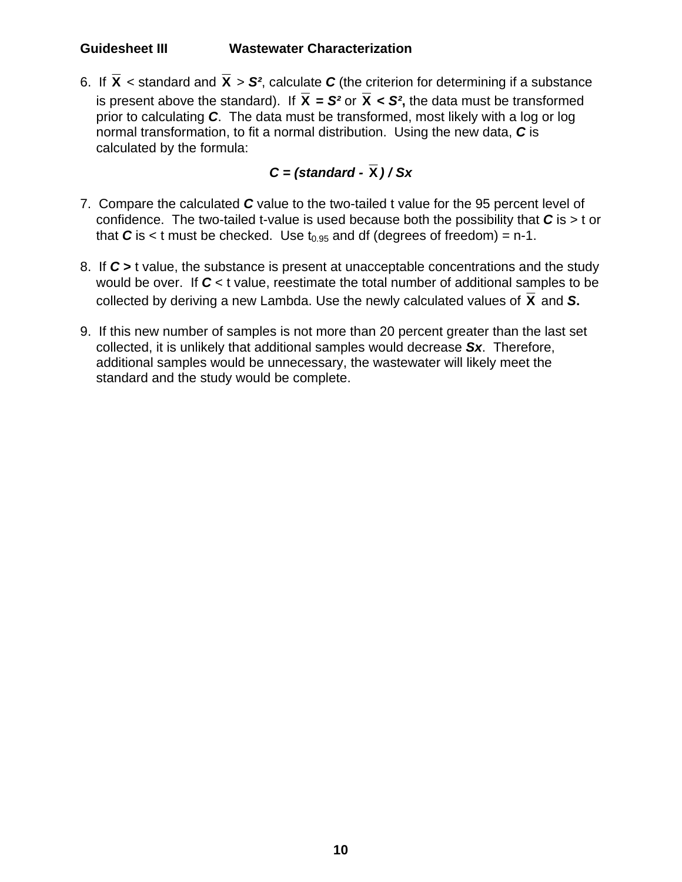**Guidesheet III Wastewater Characterization**

6. If $\overline{X}$ < standard and $\overline{X} > S^2$, calculate ***C*** (the criterion for determining if a substance is present above the standard). If $\overline{X} = S^2$ or $\overline{X} < S^2$, the data must be transformed prior to calculating ***C***. The data must be transformed, most likely with a log or log normal transformation, to fit a normal distribution. Using the new data, ***C*** is calculated by the formula:

$$C = (\text{standard} - \overline{X}) / Sx$$

7. Compare the calculated ***C*** value to the two-tailed t value for the 95 percent level of confidence. The two-tailed t-value is used because both the possibility that ***C*** is > t or that ***C*** is < t must be checked. Use $t_{0.95}$ and df (degrees of freedom) = n-1.

8. If ***C >*** t value, the substance is present at unacceptable concentrations and the study would be over. If ***C*** < t value, reestimate the total number of additional samples to be collected by deriving a new Lambda. Use the newly calculated values of $\overline{X}$ and ***S.***

9. If this new number of samples is not more than 20 percent greater than the last set collected, it is unlikely that additional samples would decrease ***Sx***. Therefore, additional samples would be unnecessary, the wastewater will likely meet the standard and the study would be complete.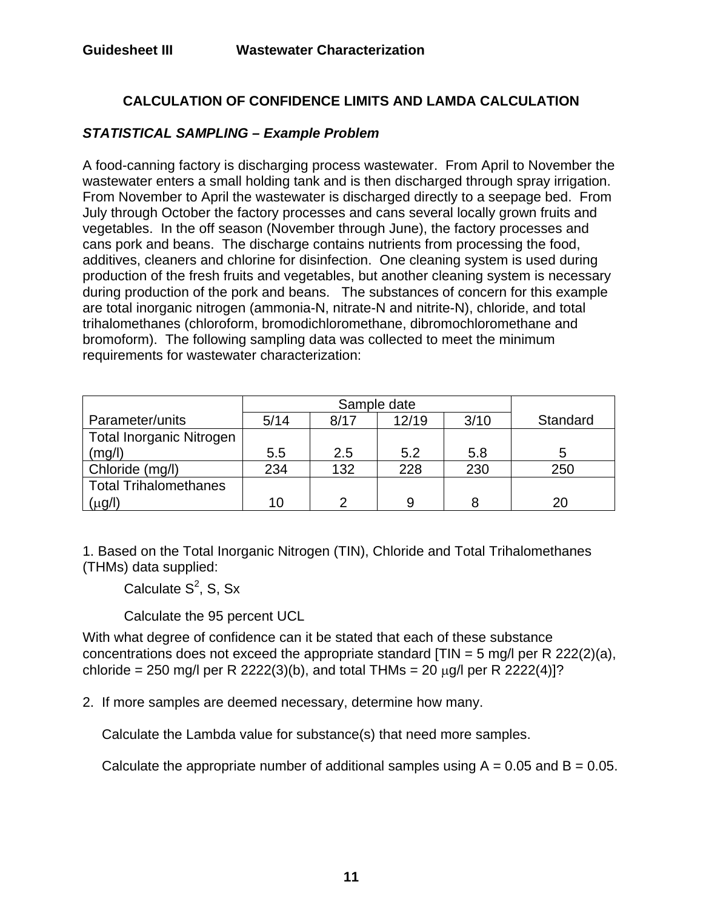**Guidesheet III Wastewater Characterization**

## CALCULATION OF CONFIDENCE LIMITS AND LAMDA CALCULATION

### *STATISTICAL SAMPLING – Example Problem*

A food-canning factory is discharging process wastewater. From April to November the wastewater enters a small holding tank and is then discharged through spray irrigation. From November to April the wastewater is discharged directly to a seepage bed. From July through October the factory processes and cans several locally grown fruits and vegetables. In the off season (November through June), the factory processes and cans pork and beans. The discharge contains nutrients from processing the food, additives, cleaners and chlorine for disinfection. One cleaning system is used during production of the fresh fruits and vegetables, but another cleaning system is necessary during production of the pork and beans. The substances of concern for this example are total inorganic nitrogen (ammonia-N, nitrate-N and nitrite-N), chloride, and total trihalomethanes (chloroform, bromodichloromethane, dibromochloromethane and bromoform). The following sampling data was collected to meet the minimum requirements for wastewater characterization:

| Parameter/units | Sample date | | | | Standard |
|---|---|---|---|---|---|
| | 5/14 | 8/17 | 12/19 | 3/10 | |
| Total Inorganic Nitrogen (mg/l) | 5.5 | 2.5 | 5.2 | 5.8 | 5 |
| Chloride (mg/l) | 234 | 132 | 228 | 230 | 250 |
| Total Trihalomethanes (μg/l) | 10 | 2 | 9 | 8 | 20 |

1. Based on the Total Inorganic Nitrogen (TIN), Chloride and Total Trihalomethanes (THMs) data supplied:

    Calculate $S^2$, S, Sx

    Calculate the 95 percent UCL

With what degree of confidence can it be stated that each of these substance concentrations does not exceed the appropriate standard [TIN = 5 mg/l per R 222(2)(a), chloride = 250 mg/l per R 2222(3)(b), and total THMs = 20 μg/l per R 2222(4)]?

2. If more samples are deemed necessary, determine how many.

    Calculate the Lambda value for substance(s) that need more samples.

    Calculate the appropriate number of additional samples using A = 0.05 and B = 0.05.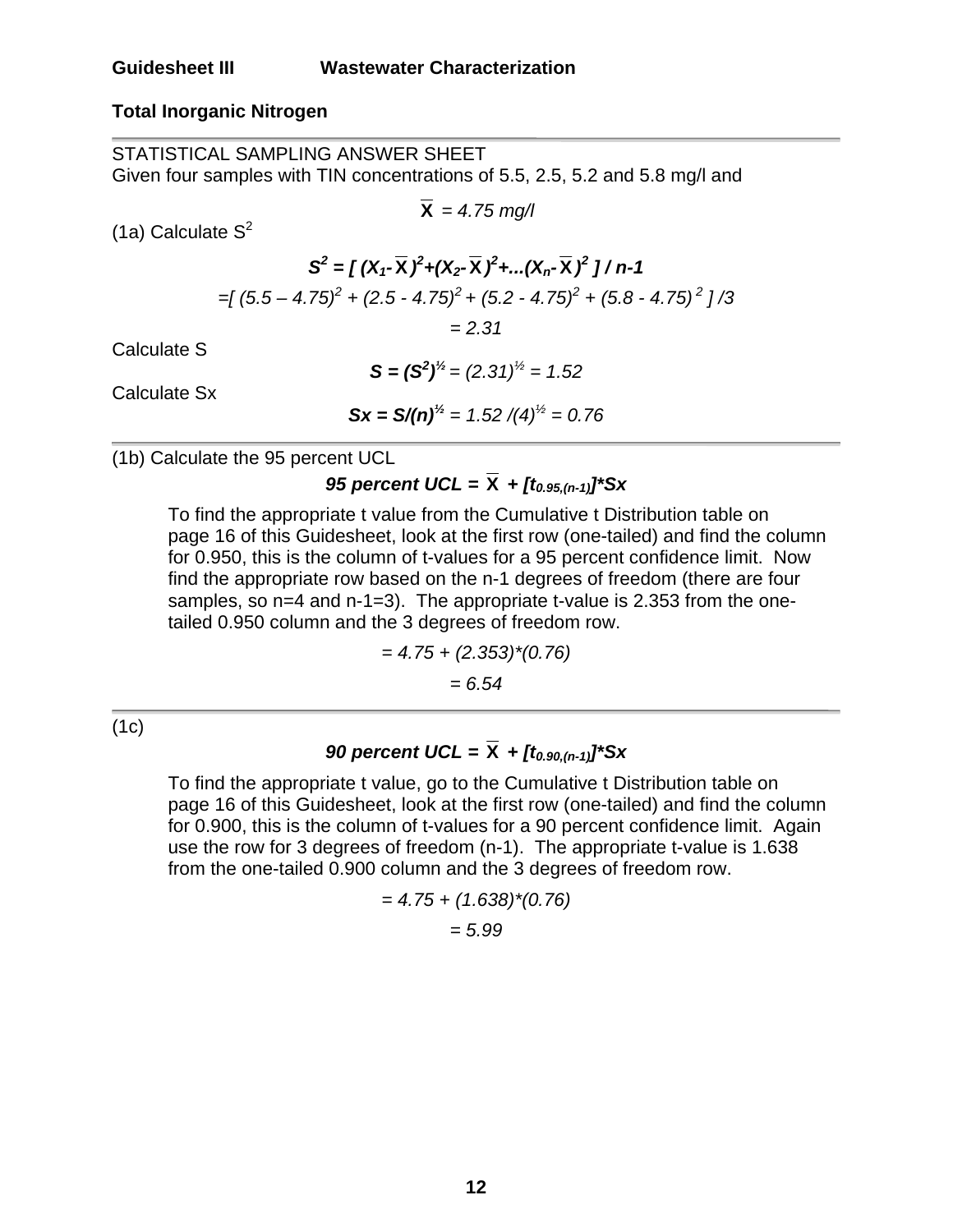**Guidesheet III Wastewater Characterization**

**Total Inorganic Nitrogen**

---

STATISTICAL SAMPLING ANSWER SHEET

Given four samples with TIN concentrations of 5.5, 2.5, 5.2 and 5.8 mg/l and

$$\bar{X} = 4.75 \text{ mg/l}$$

(1a) Calculate $S^2$

$$S^2 = [ (X_1 - \bar{X})^2 + (X_2 - \bar{X})^2 + ...(X_n - \bar{X})^2 ] / n-1$$

$$= [ (5.5 - 4.75)^2 + (2.5 - 4.75)^2 + (5.2 - 4.75)^2 + (5.8 - 4.75)^2 ] / 3$$

$$= 2.31$$

Calculate S

$$S = (S^2)^{1/2} = (2.31)^{1/2} = 1.52$$

Calculate Sx

$$Sx = S/(n)^{1/2} = 1.52 / (4)^{1/2} = 0.76$$

---

(1b) Calculate the 95 percent UCL

$$\text{95 percent UCL} = \bar{X} + [t_{0.95,(n-1)}]*Sx$$

To find the appropriate t value from the Cumulative t Distribution table on page 16 of this Guidesheet, look at the first row (one-tailed) and find the column for 0.950, this is the column of t-values for a 95 percent confidence limit. Now find the appropriate row based on the n-1 degrees of freedom (there are four samples, so n=4 and n-1=3). The appropriate t-value is 2.353 from the one-tailed 0.950 column and the 3 degrees of freedom row.

$$= 4.75 + (2.353)*(0.76)$$

$$= 6.54$$

---

(1c)

$$\text{90 percent UCL} = \bar{X} + [t_{0.90,(n-1)}]*Sx$$

To find the appropriate t value, go to the Cumulative t Distribution table on page 16 of this Guidesheet, look at the first row (one-tailed) and find the column for 0.900, this is the column of t-values for a 90 percent confidence limit. Again use the row for 3 degrees of freedom (n-1). The appropriate t-value is 1.638 from the one-tailed 0.900 column and the 3 degrees of freedom row.

$$= 4.75 + (1.638)*(0.76)$$

$$= 5.99$$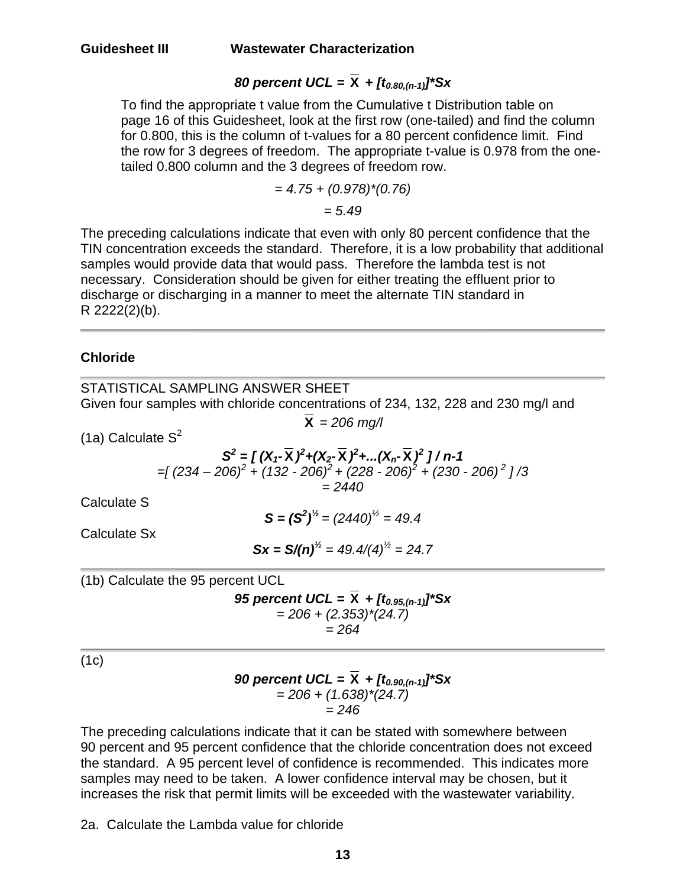$$\textbf{80 percent UCL} = \bar{X} + [t_{0.80,(n-1)}]*Sx$$

To find the appropriate t value from the Cumulative t Distribution table on page 16 of this Guidesheet, look at the first row (one-tailed) and find the column for 0.800, this is the column of t-values for a 80 percent confidence limit. Find the row for 3 degrees of freedom. The appropriate t-value is 0.978 from the one-tailed 0.800 column and the 3 degrees of freedom row.

$$= 4.75 + (0.978)*(0.76)$$

$$= 5.49$$

The preceding calculations indicate that even with only 80 percent confidence that the TIN concentration exceeds the standard. Therefore, it is a low probability that additional samples would provide data that would pass. Therefore the lambda test is not necessary. Consideration should be given for either treating the effluent prior to discharge or discharging in a manner to meet the alternate TIN standard in R 2222(2)(b).

---

**Chloride**

---

STATISTICAL SAMPLING ANSWER SHEET

Given four samples with chloride concentrations of 234, 132, 228 and 230 mg/l and

$$\bar{X} = 206 \text{ mg/l}$$

(1a) Calculate $S^2$

$$S^2 = [ (X_1 - \bar{X})^2 + (X_2 - \bar{X})^2 + ...(X_n - \bar{X})^2 ] / n-1$$

$$=[ (234 - 206)^2 + (132 - 206)^2 + (228 - 206)^2 + (230 - 206)^2 ] /3$$

$$= 2440$$

Calculate S

$$S = (S^2)^{½} = (2440)^{½} = 49.4$$

Calculate Sx

$$Sx = S/(n)^{½} = 49.4/(4)^{½} = 24.7$$

---

(1b) Calculate the 95 percent UCL

$$\textbf{95 percent UCL} = \bar{X} + [t_{0.95,(n-1)}]*Sx$$

$$= 206 + (2.353)*(24.7)$$

$$= 264$$

---

(1c)

$$\textbf{90 percent UCL} = \bar{X} + [t_{0.90,(n-1)}]*Sx$$

$$= 206 + (1.638)*(24.7)$$

$$= 246$$

The preceding calculations indicate that it can be stated with somewhere between 90 percent and 95 percent confidence that the chloride concentration does not exceed the standard. A 95 percent level of confidence is recommended. This indicates more samples may need to be taken. A lower confidence interval may be chosen, but it increases the risk that permit limits will be exceeded with the wastewater variability.

2a. Calculate the Lambda value for chloride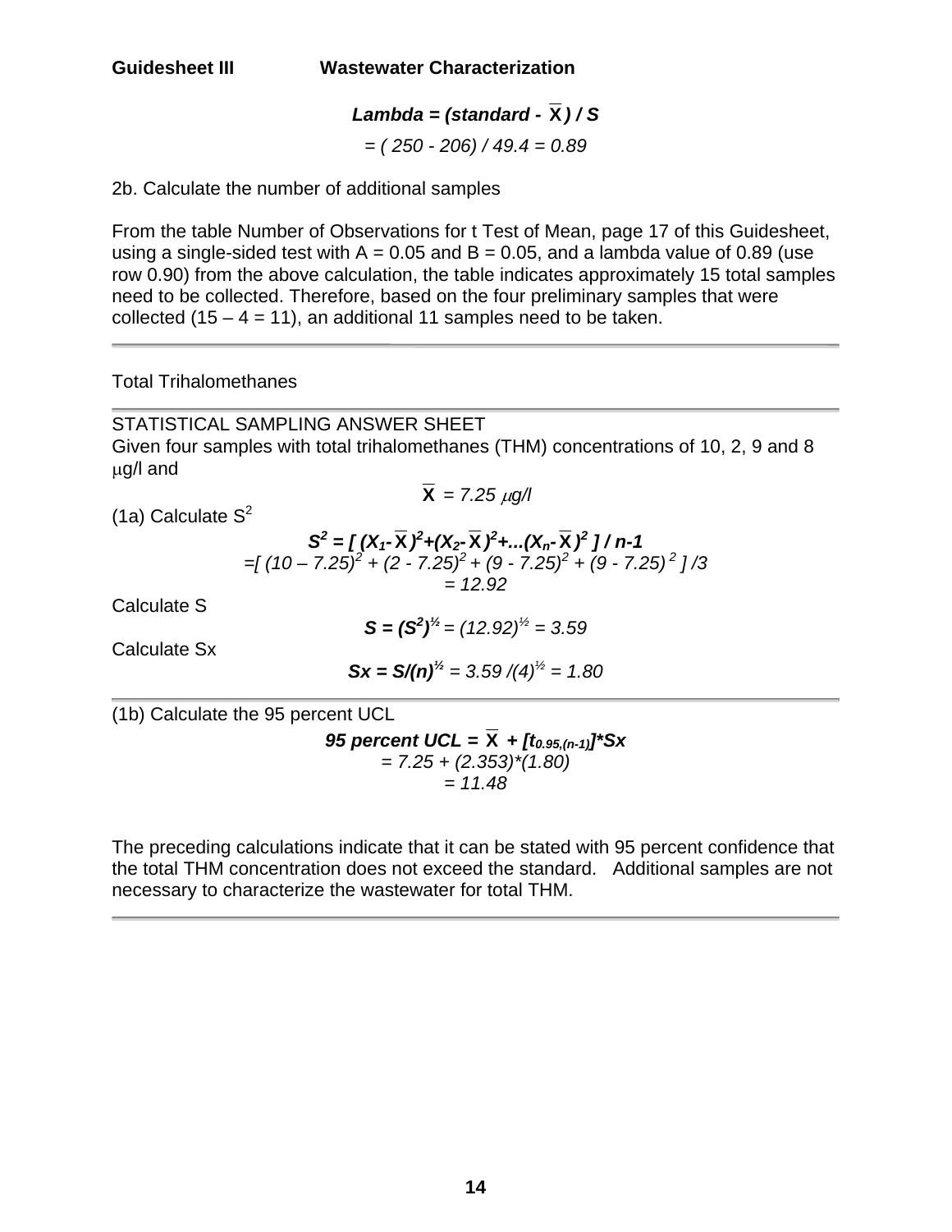$$\textit{Lambda} = (\textit{standard} - \bar{X}) / S$$

$$= (250 - 206) / 49.4 = 0.89$$

2b. Calculate the number of additional samples

From the table Number of Observations for t Test of Mean, page 17 of this Guidesheet, using a single-sided test with A = 0.05 and B = 0.05, and a lambda value of 0.89 (use row 0.90) from the above calculation, the table indicates approximately 15 total samples need to be collected. Therefore, based on the four preliminary samples that were collected (15 – 4 = 11), an additional 11 samples need to be taken.

---

Total Trihalomethanes

---

STATISTICAL SAMPLING ANSWER SHEET

Given four samples with total trihalomethanes (THM) concentrations of 10, 2, 9 and 8 µg/l and

$$\bar{X} = 7.25\ \mu g/l$$

(1a) Calculate $S^2$

$$S^2 = [\,(X_1 - \bar{X})^2 + (X_2 - \bar{X})^2 + \ldots (X_n - \bar{X})^2\,] / n-1$$

$$= [\,(10 - 7.25)^2 + (2 - 7.25)^2 + (9 - 7.25)^2 + (9 - 7.25)^2\,] / 3$$

$$= 12.92$$

Calculate S

$$S = (S^2)^{1/2} = (12.92)^{1/2} = 3.59$$

Calculate Sx

$$Sx = S/(n)^{1/2} = 3.59 / (4)^{1/2} = 1.80$$

---

(1b) Calculate the 95 percent UCL

$$95 \text{ percent UCL} = \bar{X} + [t_{0.95,(n-1)}] * Sx$$

$$= 7.25 + (2.353) * (1.80)$$

$$= 11.48$$

The preceding calculations indicate that it can be stated with 95 percent confidence that the total THM concentration does not exceed the standard. Additional samples are not necessary to characterize the wastewater for total THM.

---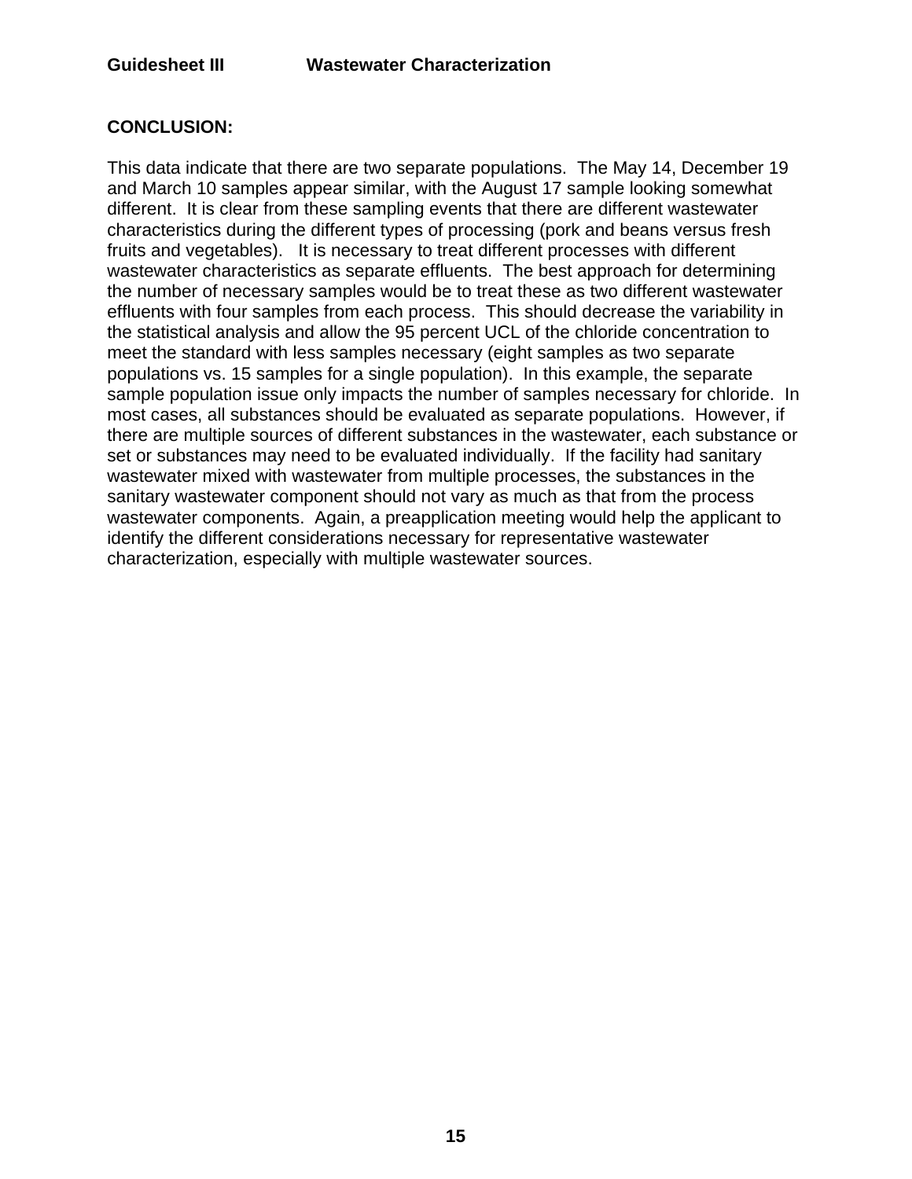## CONCLUSION:

This data indicate that there are two separate populations. The May 14, December 19 and March 10 samples appear similar, with the August 17 sample looking somewhat different. It is clear from these sampling events that there are different wastewater characteristics during the different types of processing (pork and beans versus fresh fruits and vegetables). It is necessary to treat different processes with different wastewater characteristics as separate effluents. The best approach for determining the number of necessary samples would be to treat these as two different wastewater effluents with four samples from each process. This should decrease the variability in the statistical analysis and allow the 95 percent UCL of the chloride concentration to meet the standard with less samples necessary (eight samples as two separate populations vs. 15 samples for a single population). In this example, the separate sample population issue only impacts the number of samples necessary for chloride. In most cases, all substances should be evaluated as separate populations. However, if there are multiple sources of different substances in the wastewater, each substance or set or substances may need to be evaluated individually. If the facility had sanitary wastewater mixed with wastewater from multiple processes, the substances in the sanitary wastewater component should not vary as much as that from the process wastewater components. Again, a preapplication meeting would help the applicant to identify the different considerations necessary for representative wastewater characterization, especially with multiple wastewater sources.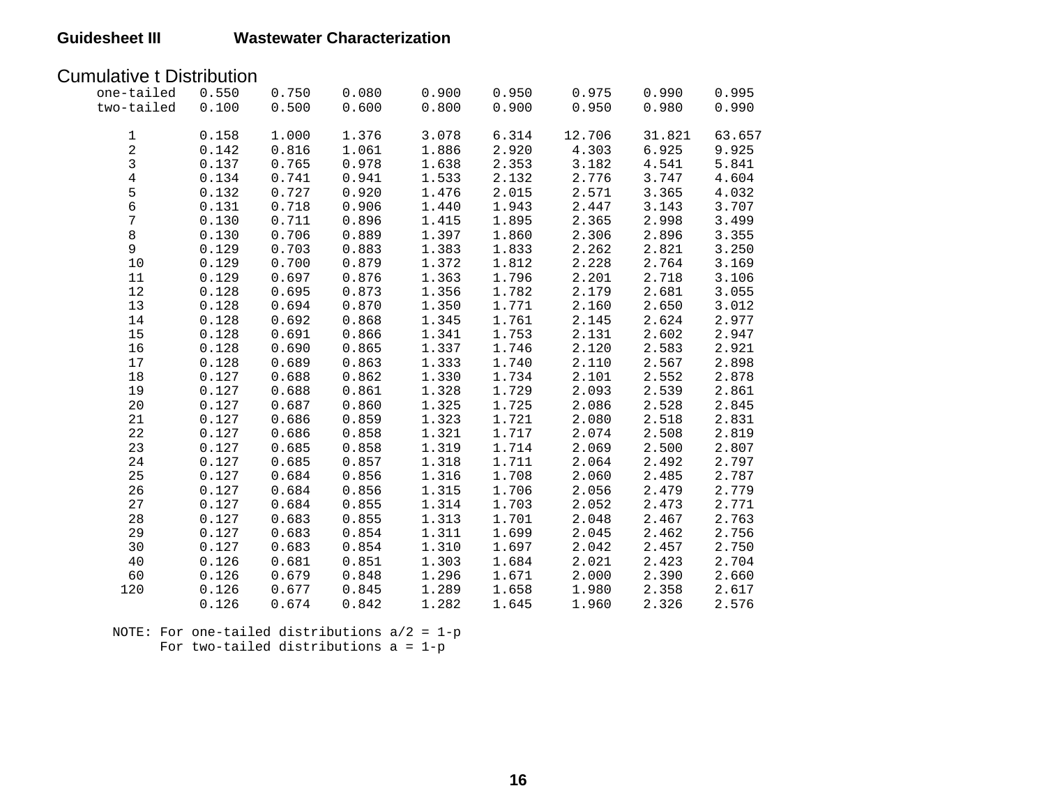# Cumulative t Distribution

| one-tailed | 0.550 | 0.750 | 0.080 | 0.900 | 0.950 | 0.975 | 0.990 | 0.995 |
|---|---|---|---|---|---|---|---|---|
| two-tailed | 0.100 | 0.500 | 0.600 | 0.800 | 0.900 | 0.950 | 0.980 | 0.990 |
| 1 | 0.158 | 1.000 | 1.376 | 3.078 | 6.314 | 12.706 | 31.821 | 63.657 |
| 2 | 0.142 | 0.816 | 1.061 | 1.886 | 2.920 | 4.303 | 6.925 | 9.925 |
| 3 | 0.137 | 0.765 | 0.978 | 1.638 | 2.353 | 3.182 | 4.541 | 5.841 |
| 4 | 0.134 | 0.741 | 0.941 | 1.533 | 2.132 | 2.776 | 3.747 | 4.604 |
| 5 | 0.132 | 0.727 | 0.920 | 1.476 | 2.015 | 2.571 | 3.365 | 4.032 |
| 6 | 0.131 | 0.718 | 0.906 | 1.440 | 1.943 | 2.447 | 3.143 | 3.707 |
| 7 | 0.130 | 0.711 | 0.896 | 1.415 | 1.895 | 2.365 | 2.998 | 3.499 |
| 8 | 0.130 | 0.706 | 0.889 | 1.397 | 1.860 | 2.306 | 2.896 | 3.355 |
| 9 | 0.129 | 0.703 | 0.883 | 1.383 | 1.833 | 2.262 | 2.821 | 3.250 |
| 10 | 0.129 | 0.700 | 0.879 | 1.372 | 1.812 | 2.228 | 2.764 | 3.169 |
| 11 | 0.129 | 0.697 | 0.876 | 1.363 | 1.796 | 2.201 | 2.718 | 3.106 |
| 12 | 0.128 | 0.695 | 0.873 | 1.356 | 1.782 | 2.179 | 2.681 | 3.055 |
| 13 | 0.128 | 0.694 | 0.870 | 1.350 | 1.771 | 2.160 | 2.650 | 3.012 |
| 14 | 0.128 | 0.692 | 0.868 | 1.345 | 1.761 | 2.145 | 2.624 | 2.977 |
| 15 | 0.128 | 0.691 | 0.866 | 1.341 | 1.753 | 2.131 | 2.602 | 2.947 |
| 16 | 0.128 | 0.690 | 0.865 | 1.337 | 1.746 | 2.120 | 2.583 | 2.921 |
| 17 | 0.128 | 0.689 | 0.863 | 1.333 | 1.740 | 2.110 | 2.567 | 2.898 |
| 18 | 0.127 | 0.688 | 0.862 | 1.330 | 1.734 | 2.101 | 2.552 | 2.878 |
| 19 | 0.127 | 0.688 | 0.861 | 1.328 | 1.729 | 2.093 | 2.539 | 2.861 |
| 20 | 0.127 | 0.687 | 0.860 | 1.325 | 1.725 | 2.086 | 2.528 | 2.845 |
| 21 | 0.127 | 0.686 | 0.859 | 1.323 | 1.721 | 2.080 | 2.518 | 2.831 |
| 22 | 0.127 | 0.686 | 0.858 | 1.321 | 1.717 | 2.074 | 2.508 | 2.819 |
| 23 | 0.127 | 0.685 | 0.858 | 1.319 | 1.714 | 2.069 | 2.500 | 2.807 |
| 24 | 0.127 | 0.685 | 0.857 | 1.318 | 1.711 | 2.064 | 2.492 | 2.797 |
| 25 | 0.127 | 0.684 | 0.856 | 1.316 | 1.708 | 2.060 | 2.485 | 2.787 |
| 26 | 0.127 | 0.684 | 0.856 | 1.315 | 1.706 | 2.056 | 2.479 | 2.779 |
| 27 | 0.127 | 0.684 | 0.855 | 1.314 | 1.703 | 2.052 | 2.473 | 2.771 |
| 28 | 0.127 | 0.683 | 0.855 | 1.313 | 1.701 | 2.048 | 2.467 | 2.763 |
| 29 | 0.127 | 0.683 | 0.854 | 1.311 | 1.699 | 2.045 | 2.462 | 2.756 |
| 30 | 0.127 | 0.683 | 0.854 | 1.310 | 1.697 | 2.042 | 2.457 | 2.750 |
| 40 | 0.126 | 0.681 | 0.851 | 1.303 | 1.684 | 2.021 | 2.423 | 2.704 |
| 60 | 0.126 | 0.679 | 0.848 | 1.296 | 1.671 | 2.000 | 2.390 | 2.660 |
| 120 | 0.126 | 0.677 | 0.845 | 1.289 | 1.658 | 1.980 | 2.358 | 2.617 |
| | 0.126 | 0.674 | 0.842 | 1.282 | 1.645 | 1.960 | 2.326 | 2.576 |

NOTE: For one-tailed distributions a/2 = 1-p
For two-tailed distributions a = 1-p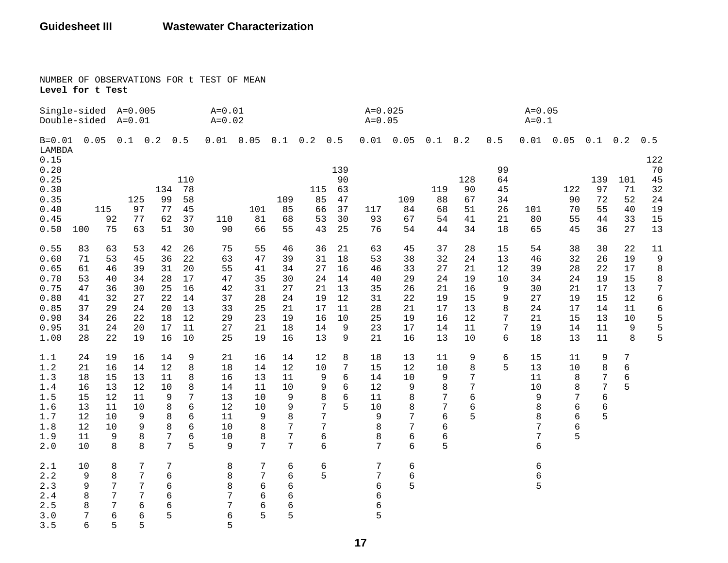NUMBER OF OBSERVATIONS FOR t TEST OF MEAN

**Level for t Test**

| Single-sided | A=0.005 | | | | | A=0.01 | | | | | A=0.025 | | | | | A=0.05 | | | | |
|---|---|---|---|---|---|---|---|---|---|---|---|---|---|---|---|---|---|---|---|---|
| Double-sided | A=0.01 | | | | | A=0.02 | | | | | A=0.05 | | | | | A=0.1 | | | | |
| B= | 0.01 | 0.05 | 0.1 | 0.2 | 0.5 | 0.01 | 0.05 | 0.1 | 0.2 | 0.5 | 0.01 | 0.05 | 0.1 | 0.2 | 0.5 | 0.01 | 0.05 | 0.1 | 0.2 | 0.5 |
| LAMBDA | | | | | | | | | | | | | | | | | | | | |
| 0.15 | | | | | | | | | | | | | | | | | | | | 122 |
| 0.20 | | | | | | | | | | 139 | | | | | 99 | | | | | 70 |
| 0.25 | | | | | 110 | | | | | 90 | | | | 128 | 64 | | | 139 | 101 | 45 |
| 0.30 | | | | 134 | 78 | | | | 115 | 63 | | | 119 | 90 | 45 | | 122 | 97 | 71 | 32 |
| 0.35 | | | 125 | 99 | 58 | | | 109 | 85 | 47 | | 109 | 88 | 67 | 34 | | 90 | 72 | 52 | 24 |
| 0.40 | | 115 | 97 | 77 | 45 | | 101 | 85 | 66 | 37 | 117 | 84 | 68 | 51 | 26 | 101 | 70 | 55 | 40 | 19 |
| 0.45 | | 92 | 77 | 62 | 37 | 110 | 81 | 68 | 53 | 30 | 93 | 67 | 54 | 41 | 21 | 80 | 55 | 44 | 33 | 15 |
| 0.50 | 100 | 75 | 63 | 51 | 30 | 90 | 66 | 55 | 43 | 25 | 76 | 54 | 44 | 34 | 18 | 65 | 45 | 36 | 27 | 13 |
| 0.55 | 83 | 63 | 53 | 42 | 26 | 75 | 55 | 46 | 36 | 21 | 63 | 45 | 37 | 28 | 15 | 54 | 38 | 30 | 22 | 11 |
| 0.60 | 71 | 53 | 45 | 36 | 22 | 63 | 47 | 39 | 31 | 18 | 53 | 38 | 32 | 24 | 13 | 46 | 32 | 26 | 19 | 9 |
| 0.65 | 61 | 46 | 39 | 31 | 20 | 55 | 41 | 34 | 27 | 16 | 46 | 33 | 27 | 21 | 12 | 39 | 28 | 22 | 17 | 8 |
| 0.70 | 53 | 40 | 34 | 28 | 17 | 47 | 35 | 30 | 24 | 14 | 40 | 29 | 24 | 19 | 10 | 34 | 24 | 19 | 15 | 8 |
| 0.75 | 47 | 36 | 30 | 25 | 16 | 42 | 31 | 27 | 21 | 13 | 35 | 26 | 21 | 16 | 9 | 30 | 21 | 17 | 13 | 7 |
| 0.80 | 41 | 32 | 27 | 22 | 14 | 37 | 28 | 24 | 19 | 12 | 31 | 22 | 19 | 15 | 9 | 27 | 19 | 15 | 12 | 6 |
| 0.85 | 37 | 29 | 24 | 20 | 13 | 33 | 25 | 21 | 17 | 11 | 28 | 21 | 17 | 13 | 8 | 24 | 17 | 14 | 11 | 6 |
| 0.90 | 34 | 26 | 22 | 18 | 12 | 29 | 23 | 19 | 16 | 10 | 25 | 19 | 16 | 12 | 7 | 21 | 15 | 13 | 10 | 5 |
| 0.95 | 31 | 24 | 20 | 17 | 11 | 27 | 21 | 18 | 14 | 9 | 23 | 17 | 14 | 11 | 7 | 19 | 14 | 11 | 9 | 5 |
| 1.00 | 28 | 22 | 19 | 16 | 10 | 25 | 19 | 16 | 13 | 9 | 21 | 16 | 13 | 10 | 6 | 18 | 13 | 11 | 8 | 5 |
| 1.1 | 24 | 19 | 16 | 14 | 9 | 21 | 16 | 14 | 12 | 8 | 18 | 13 | 11 | 9 | 6 | 15 | 11 | 9 | 7 | |
| 1.2 | 21 | 16 | 14 | 12 | 8 | 18 | 14 | 12 | 10 | 7 | 15 | 12 | 10 | 8 | 5 | 13 | 10 | 8 | 6 | |
| 1.3 | 18 | 15 | 13 | 11 | 8 | 16 | 13 | 11 | 9 | 6 | 14 | 10 | 9 | 7 | | 11 | 8 | 7 | 6 | |
| 1.4 | 16 | 13 | 12 | 10 | 8 | 14 | 11 | 10 | 9 | 6 | 12 | 9 | 8 | 7 | | 10 | 8 | 7 | 5 | |
| 1.5 | 15 | 12 | 11 | 9 | 7 | 13 | 10 | 9 | 8 | 6 | 11 | 8 | 7 | 6 | | 9 | 7 | 6 | | |
| 1.6 | 13 | 11 | 10 | 8 | 6 | 12 | 10 | 9 | 7 | 5 | 10 | 8 | 7 | 6 | | 8 | 6 | 6 | | |
| 1.7 | 12 | 10 | 9 | 8 | 6 | 11 | 9 | 8 | 7 | | 9 | 7 | 6 | 5 | | 8 | 6 | 5 | | |
| 1.8 | 12 | 10 | 9 | 8 | 6 | 10 | 8 | 7 | 7 | | 8 | 7 | 6 | | | 7 | 6 | | | |
| 1.9 | 11 | 9 | 8 | 7 | 6 | 10 | 8 | 7 | 6 | | 8 | 6 | 6 | | | 7 | 5 | | | |
| 2.0 | 10 | 8 | 8 | 7 | 5 | 9 | 7 | 7 | 6 | | 7 | 6 | 5 | | | 6 | | | | |
| 2.1 | 10 | 8 | 7 | 7 | | 8 | 7 | 6 | 6 | | 7 | 6 | | | | 6 | | | | |
| 2.2 | 9 | 8 | 7 | 6 | | 8 | 7 | 6 | 5 | | 7 | 6 | | | | 6 | | | | |
| 2.3 | 9 | 7 | 7 | 6 | | 8 | 6 | 6 | | | 6 | 5 | | | | 5 | | | | |
| 2.4 | 8 | 7 | 7 | 6 | | 7 | 6 | 6 | | | 6 | | | | | | | | | |
| 2.5 | 8 | 7 | 6 | 6 | | 7 | 6 | 6 | | | 6 | | | | | | | | | |
| 3.0 | 7 | 6 | 6 | 5 | | 6 | 5 | 5 | | | 5 | | | | | | | | | |
| 3.5 | 6 | 5 | 5 | | | 5 | | | | | | | | | | | | | | |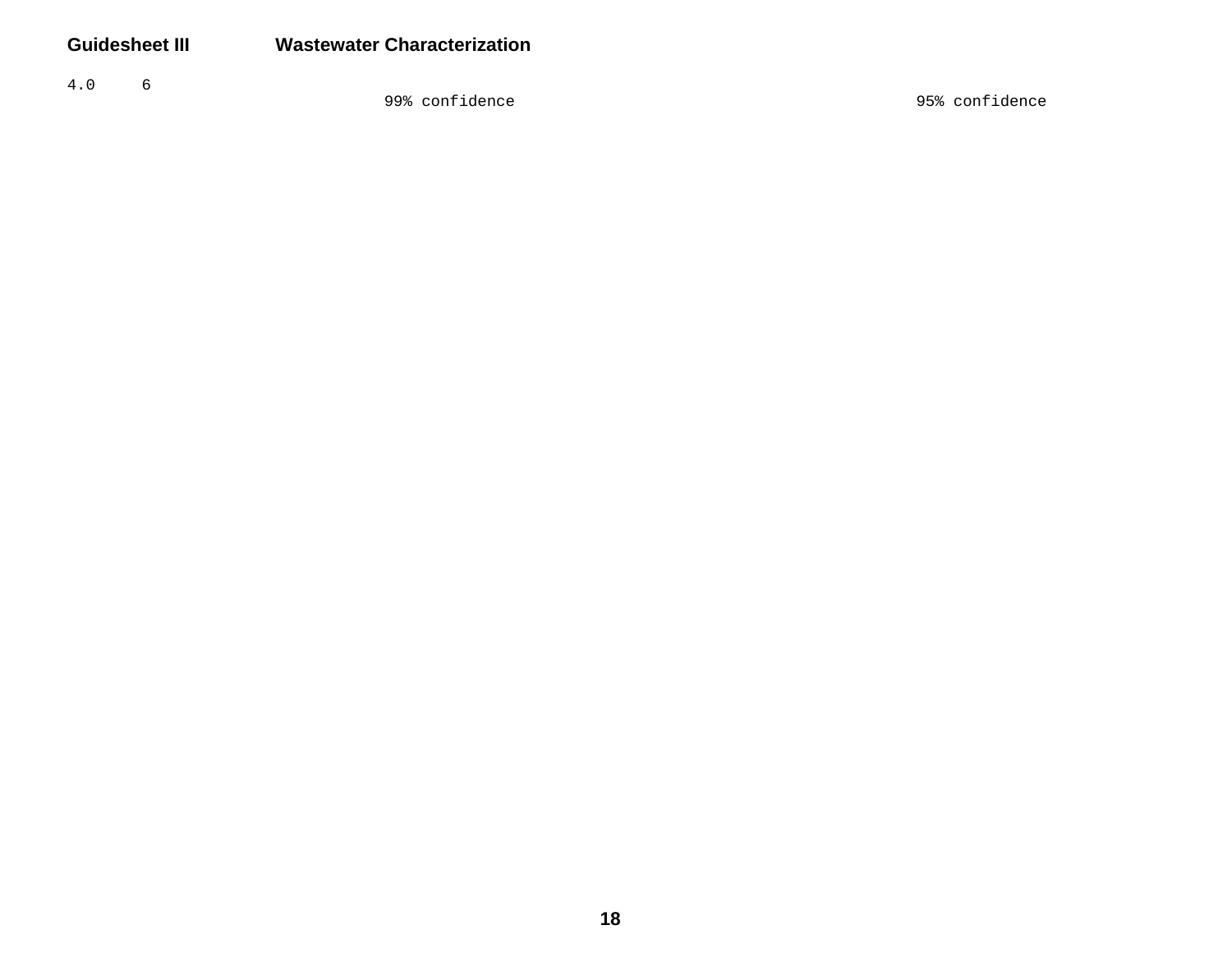4.0    6

99% confidence    95% confidence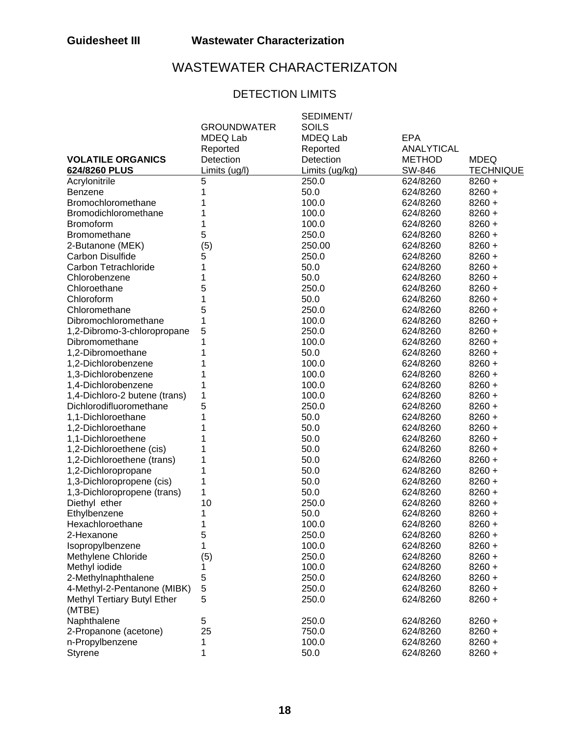**Guidesheet III Wastewater Characterization**

# WASTEWATER CHARACTERIZATON

## DETECTION LIMITS

| VOLATILE ORGANICS 624/8260 PLUS | GROUNDWATER MDEQ Lab Reported Detection Limits (ug/l) | SEDIMENT/ SOILS MDEQ Lab Reported Detection Limits (ug/kg) | EPA ANALYTICAL METHOD SW-846 | MDEQ TECHNIQUE |
|---|---|---|---|---|
| Acrylonitrile | 5 | 250.0 | 624/8260 | 8260 + |
| Benzene | 1 | 50.0 | 624/8260 | 8260 + |
| Bromochloromethane | 1 | 100.0 | 624/8260 | 8260 + |
| Bromodichloromethane | 1 | 100.0 | 624/8260 | 8260 + |
| Bromoform | 1 | 100.0 | 624/8260 | 8260 + |
| Bromomethane | 5 | 250.0 | 624/8260 | 8260 + |
| 2-Butanone (MEK) | (5) | 250.00 | 624/8260 | 8260 + |
| Carbon Disulfide | 5 | 250.0 | 624/8260 | 8260 + |
| Carbon Tetrachloride | 1 | 50.0 | 624/8260 | 8260 + |
| Chlorobenzene | 1 | 50.0 | 624/8260 | 8260 + |
| Chloroethane | 5 | 250.0 | 624/8260 | 8260 + |
| Chloroform | 1 | 50.0 | 624/8260 | 8260 + |
| Chloromethane | 5 | 250.0 | 624/8260 | 8260 + |
| Dibromochloromethane | 1 | 100.0 | 624/8260 | 8260 + |
| 1,2-Dibromo-3-chloropropane | 5 | 250.0 | 624/8260 | 8260 + |
| Dibromomethane | 1 | 100.0 | 624/8260 | 8260 + |
| 1,2-Dibromoethane | 1 | 50.0 | 624/8260 | 8260 + |
| 1,2-Dichlorobenzene | 1 | 100.0 | 624/8260 | 8260 + |
| 1,3-Dichlorobenzene | 1 | 100.0 | 624/8260 | 8260 + |
| 1,4-Dichlorobenzene | 1 | 100.0 | 624/8260 | 8260 + |
| 1,4-Dichloro-2 butene (trans) | 1 | 100.0 | 624/8260 | 8260 + |
| Dichlorodifluoromethane | 5 | 250.0 | 624/8260 | 8260 + |
| 1,1-Dichloroethane | 1 | 50.0 | 624/8260 | 8260 + |
| 1,2-Dichloroethane | 1 | 50.0 | 624/8260 | 8260 + |
| 1,1-Dichloroethene | 1 | 50.0 | 624/8260 | 8260 + |
| 1,2-Dichloroethene (cis) | 1 | 50.0 | 624/8260 | 8260 + |
| 1,2-Dichloroethene (trans) | 1 | 50.0 | 624/8260 | 8260 + |
| 1,2-Dichloropropane | 1 | 50.0 | 624/8260 | 8260 + |
| 1,3-Dichloropropene (cis) | 1 | 50.0 | 624/8260 | 8260 + |
| 1,3-Dichloropropene (trans) | 1 | 50.0 | 624/8260 | 8260 + |
| Diethyl ether | 10 | 250.0 | 624/8260 | 8260 + |
| Ethylbenzene | 1 | 50.0 | 624/8260 | 8260 + |
| Hexachloroethane | 1 | 100.0 | 624/8260 | 8260 + |
| 2-Hexanone | 5 | 250.0 | 624/8260 | 8260 + |
| Isopropylbenzene | 1 | 100.0 | 624/8260 | 8260 + |
| Methylene Chloride | (5) | 250.0 | 624/8260 | 8260 + |
| Methyl iodide | 1 | 100.0 | 624/8260 | 8260 + |
| 2-Methylnaphthalene | 5 | 250.0 | 624/8260 | 8260 + |
| 4-Methyl-2-Pentanone (MIBK) | 5 | 250.0 | 624/8260 | 8260 + |
| Methyl Tertiary Butyl Ether (MTBE) | 5 | 250.0 | 624/8260 | 8260 + |
| Naphthalene | 5 | 250.0 | 624/8260 | 8260 + |
| 2-Propanone (acetone) | 25 | 750.0 | 624/8260 | 8260 + |
| n-Propylbenzene | 1 | 100.0 | 624/8260 | 8260 + |
| Styrene | 1 | 50.0 | 624/8260 | 8260 + |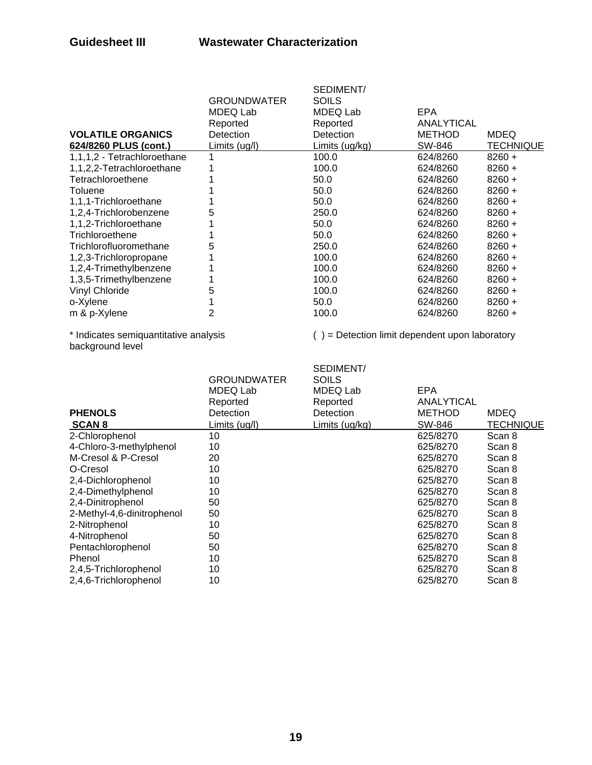**Guidesheet III Wastewater Characterization**

| VOLATILE ORGANICS 624/8260 PLUS (cont.) | GROUNDWATER MDEQ Lab Reported Detection Limits (ug/l) | SEDIMENT/ SOILS MDEQ Lab Reported Detection Limits (ug/kg) | EPA ANALYTICAL METHOD SW-846 | MDEQ TECHNIQUE |
|---|---|---|---|---|
| 1,1,1,2 - Tetrachloroethane | 1 | 100.0 | 624/8260 | 8260 + |
| 1,1,2,2-Tetrachloroethane | 1 | 100.0 | 624/8260 | 8260 + |
| Tetrachloroethene | 1 | 50.0 | 624/8260 | 8260 + |
| Toluene | 1 | 50.0 | 624/8260 | 8260 + |
| 1,1,1-Trichloroethane | 1 | 50.0 | 624/8260 | 8260 + |
| 1,2,4-Trichlorobenzene | 5 | 250.0 | 624/8260 | 8260 + |
| 1,1,2-Trichloroethane | 1 | 50.0 | 624/8260 | 8260 + |
| Trichloroethene | 1 | 50.0 | 624/8260 | 8260 + |
| Trichlorofluoromethane | 5 | 250.0 | 624/8260 | 8260 + |
| 1,2,3-Trichloropropane | 1 | 100.0 | 624/8260 | 8260 + |
| 1,2,4-Trimethylbenzene | 1 | 100.0 | 624/8260 | 8260 + |
| 1,3,5-Trimethylbenzene | 1 | 100.0 | 624/8260 | 8260 + |
| Vinyl Chloride | 5 | 100.0 | 624/8260 | 8260 + |
| o-Xylene | 1 | 50.0 | 624/8260 | 8260 + |
| m & p-Xylene | 2 | 100.0 | 624/8260 | 8260 + |

* Indicates semiquantitative analysis

( ) = Detection limit dependent upon laboratory background level

| PHENOLS SCAN 8 | GROUNDWATER MDEQ Lab Reported Detection Limits (ug/l) | SEDIMENT/ SOILS MDEQ Lab Reported Detection Limits (ug/kg) | EPA ANALYTICAL METHOD SW-846 | MDEQ TECHNIQUE |
|---|---|---|---|---|
| 2-Chlorophenol | 10 | | 625/8270 | Scan 8 |
| 4-Chloro-3-methylphenol | 10 | | 625/8270 | Scan 8 |
| M-Cresol & P-Cresol | 20 | | 625/8270 | Scan 8 |
| O-Cresol | 10 | | 625/8270 | Scan 8 |
| 2,4-Dichlorophenol | 10 | | 625/8270 | Scan 8 |
| 2,4-Dimethylphenol | 10 | | 625/8270 | Scan 8 |
| 2,4-Dinitrophenol | 50 | | 625/8270 | Scan 8 |
| 2-Methyl-4,6-dinitrophenol | 50 | | 625/8270 | Scan 8 |
| 2-Nitrophenol | 10 | | 625/8270 | Scan 8 |
| 4-Nitrophenol | 50 | | 625/8270 | Scan 8 |
| Pentachlorophenol | 50 | | 625/8270 | Scan 8 |
| Phenol | 10 | | 625/8270 | Scan 8 |
| 2,4,5-Trichlorophenol | 10 | | 625/8270 | Scan 8 |
| 2,4,6-Trichlorophenol | 10 | | 625/8270 | Scan 8 |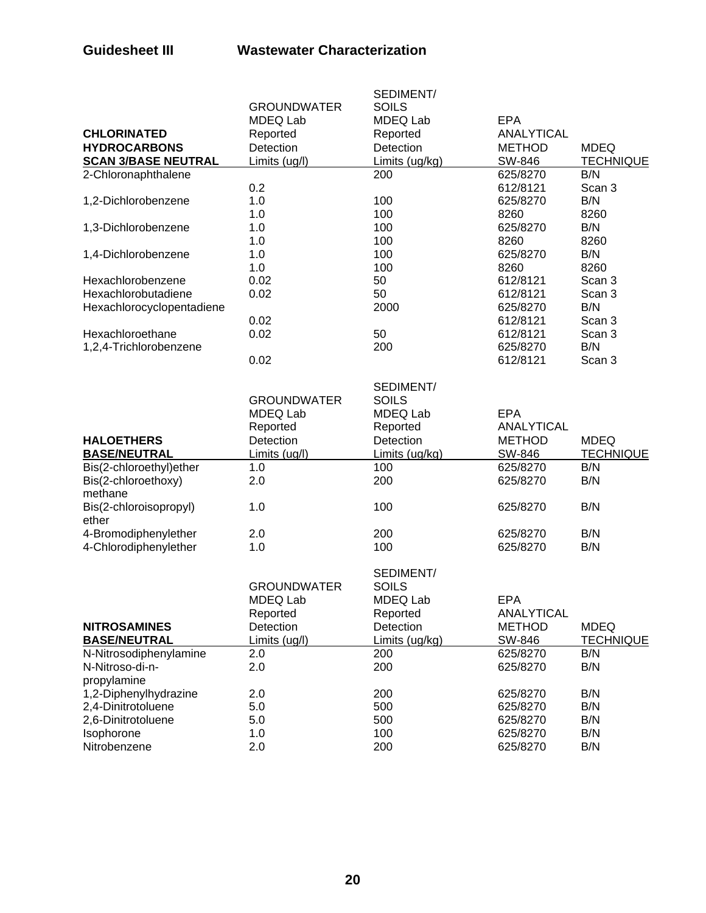**Guidesheet III Wastewater Characterization**

| CHLORINATED HYDROCARBONS SCAN 3/BASE NEUTRAL | GROUNDWATER MDEQ Lab Reported Detection Limits (ug/l) | SEDIMENT/ SOILS MDEQ Lab Reported Detection Limits (ug/kg) | EPA ANALYTICAL METHOD SW-846 | MDEQ TECHNIQUE |
|---|---|---|---|---|
| 2-Chloronaphthalene | | 200 | 625/8270 | B/N |
| | 0.2 | | 612/8121 | Scan 3 |
| 1,2-Dichlorobenzene | 1.0 | 100 | 625/8270 | B/N |
| | 1.0 | 100 | 8260 | 8260 |
| 1,3-Dichlorobenzene | 1.0 | 100 | 625/8270 | B/N |
| | 1.0 | 100 | 8260 | 8260 |
| 1,4-Dichlorobenzene | 1.0 | 100 | 625/8270 | B/N |
| | 1.0 | 100 | 8260 | 8260 |
| Hexachlorobenzene | 0.02 | 50 | 612/8121 | Scan 3 |
| Hexachlorobutadiene | 0.02 | 50 | 612/8121 | Scan 3 |
| Hexachlorocyclopentadiene | | 2000 | 625/8270 | B/N |
| | 0.02 | | 612/8121 | Scan 3 |
| Hexachloroethane | 0.02 | 50 | 612/8121 | Scan 3 |
| 1,2,4-Trichlorobenzene | | 200 | 625/8270 | B/N |
| | 0.02 | | 612/8121 | Scan 3 |

| HALOETHERS BASE/NEUTRAL | GROUNDWATER MDEQ Lab Reported Detection Limits (ug/l) | SEDIMENT/ SOILS MDEQ Lab Reported Detection Limits (ug/kg) | EPA ANALYTICAL METHOD SW-846 | MDEQ TECHNIQUE |
|---|---|---|---|---|
| Bis(2-chloroethyl)ether | 1.0 | 100 | 625/8270 | B/N |
| Bis(2-chloroethoxy) methane | 2.0 | 200 | 625/8270 | B/N |
| Bis(2-chloroisopropyl) ether | 1.0 | 100 | 625/8270 | B/N |
| 4-Bromodiphenylether | 2.0 | 200 | 625/8270 | B/N |
| 4-Chlorodiphenylether | 1.0 | 100 | 625/8270 | B/N |

| NITROSAMINES BASE/NEUTRAL | GROUNDWATER MDEQ Lab Reported Detection Limits (ug/l) | SEDIMENT/ SOILS MDEQ Lab Reported Detection Limits (ug/kg) | EPA ANALYTICAL METHOD SW-846 | MDEQ TECHNIQUE |
|---|---|---|---|---|
| N-Nitrosodiphenylamine | 2.0 | 200 | 625/8270 | B/N |
| N-Nitroso-di-n-propylamine | 2.0 | 200 | 625/8270 | B/N |
| 1,2-Diphenylhydrazine | 2.0 | 200 | 625/8270 | B/N |
| 2,4-Dinitrotoluene | 5.0 | 500 | 625/8270 | B/N |
| 2,6-Dinitrotoluene | 5.0 | 500 | 625/8270 | B/N |
| Isophorone | 1.0 | 100 | 625/8270 | B/N |
| Nitrobenzene | 2.0 | 200 | 625/8270 | B/N |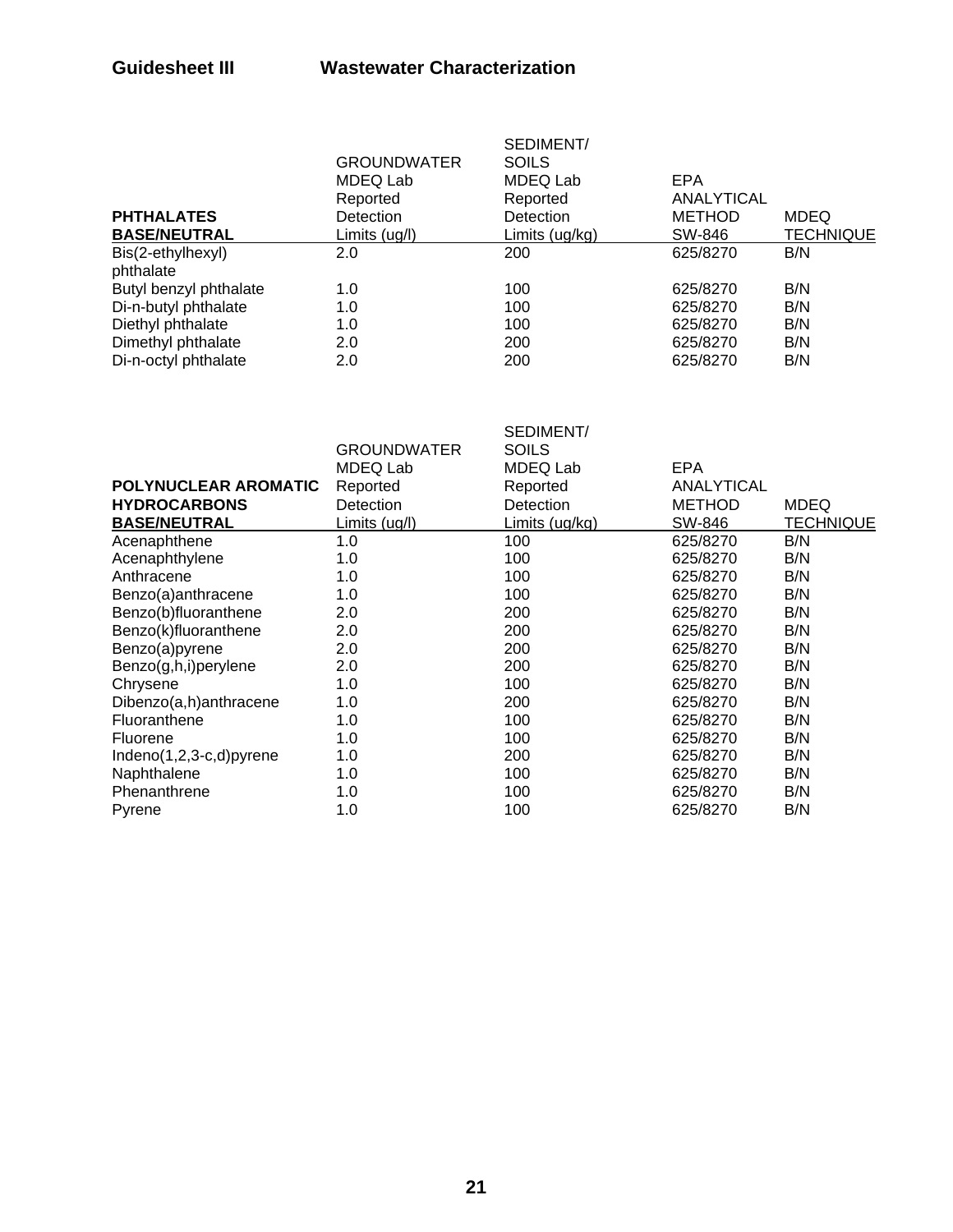**Guidesheet III Wastewater Characterization**

| PHTHALATES BASE/NEUTRAL | GROUNDWATER MDEQ Lab Reported Detection Limits (ug/l) | SEDIMENT/ SOILS MDEQ Lab Reported Detection Limits (ug/kg) | EPA ANALYTICAL METHOD SW-846 | MDEQ TECHNIQUE |
|---|---|---|---|---|
| Bis(2-ethylhexyl) phthalate | 2.0 | 200 | 625/8270 | B/N |
| Butyl benzyl phthalate | 1.0 | 100 | 625/8270 | B/N |
| Di-n-butyl phthalate | 1.0 | 100 | 625/8270 | B/N |
| Diethyl phthalate | 1.0 | 100 | 625/8270 | B/N |
| Dimethyl phthalate | 2.0 | 200 | 625/8270 | B/N |
| Di-n-octyl phthalate | 2.0 | 200 | 625/8270 | B/N |

| POLYNUCLEAR AROMATIC HYDROCARBONS BASE/NEUTRAL | GROUNDWATER MDEQ Lab Reported Detection Limits (ug/l) | SEDIMENT/ SOILS MDEQ Lab Reported Detection Limits (ug/kg) | EPA ANALYTICAL METHOD SW-846 | MDEQ TECHNIQUE |
|---|---|---|---|---|
| Acenaphthene | 1.0 | 100 | 625/8270 | B/N |
| Acenaphthylene | 1.0 | 100 | 625/8270 | B/N |
| Anthracene | 1.0 | 100 | 625/8270 | B/N |
| Benzo(a)anthracene | 1.0 | 100 | 625/8270 | B/N |
| Benzo(b)fluoranthene | 2.0 | 200 | 625/8270 | B/N |
| Benzo(k)fluoranthene | 2.0 | 200 | 625/8270 | B/N |
| Benzo(a)pyrene | 2.0 | 200 | 625/8270 | B/N |
| Benzo(g,h,i)perylene | 2.0 | 200 | 625/8270 | B/N |
| Chrysene | 1.0 | 100 | 625/8270 | B/N |
| Dibenzo(a,h)anthracene | 1.0 | 200 | 625/8270 | B/N |
| Fluoranthene | 1.0 | 100 | 625/8270 | B/N |
| Fluorene | 1.0 | 100 | 625/8270 | B/N |
| Indeno(1,2,3-c,d)pyrene | 1.0 | 200 | 625/8270 | B/N |
| Naphthalene | 1.0 | 100 | 625/8270 | B/N |
| Phenanthrene | 1.0 | 100 | 625/8270 | B/N |
| Pyrene | 1.0 | 100 | 625/8270 | B/N |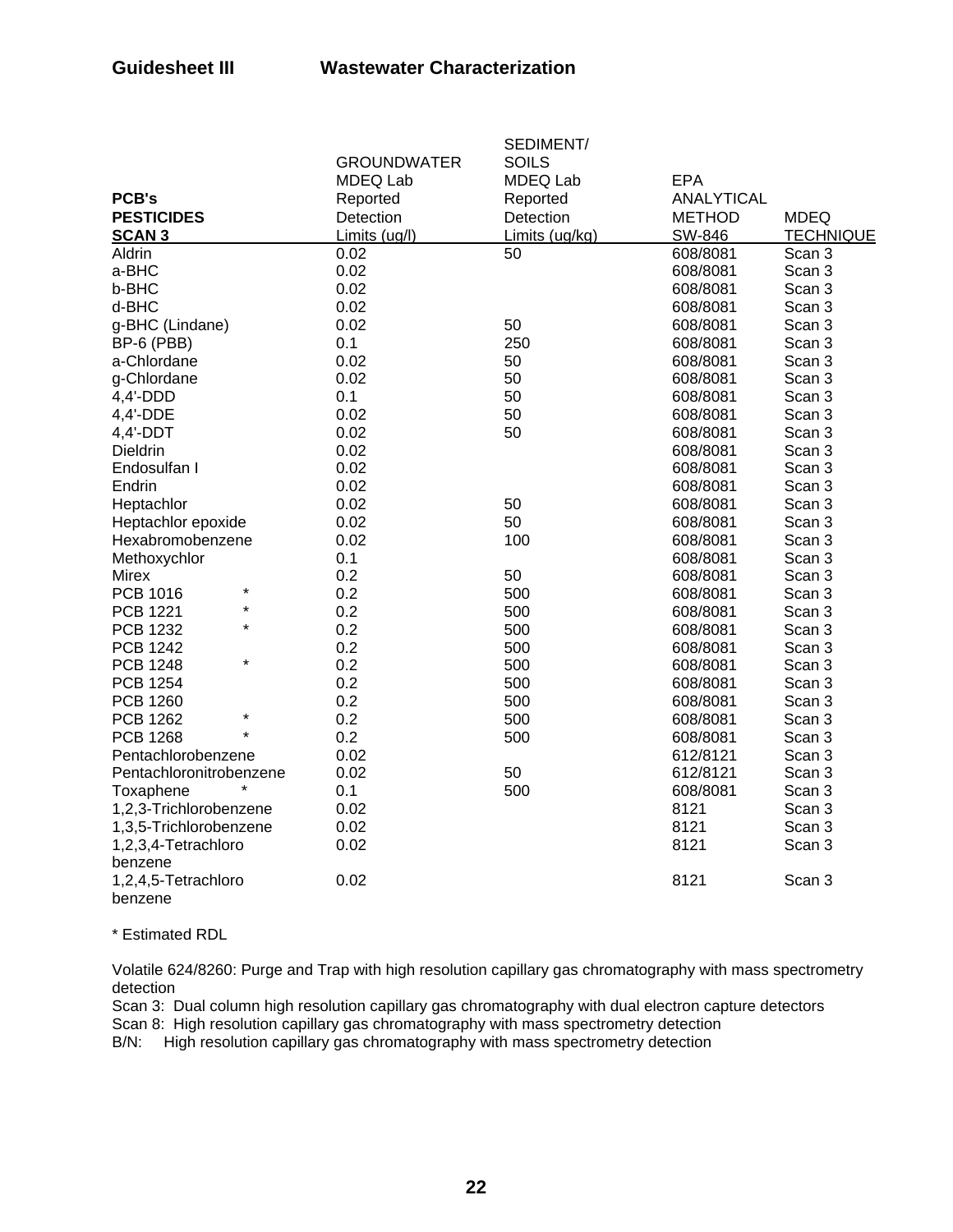## Guidesheet III Wastewater Characterization

| PCB's<br>PESTICIDES<br>SCAN 3 | GROUNDWATER<br>MDEQ Lab<br>Reported<br>Detection<br>Limits (ug/l) | SEDIMENT/<br>SOILS<br>MDEQ Lab<br>Reported<br>Detection<br>Limits (ug/kg) | EPA<br>ANALYTICAL<br>METHOD<br>SW-846 | MDEQ<br>TECHNIQUE |
|---|---|---|---|---|
| Aldrin | 0.02 | 50 | 608/8081 | Scan 3 |
| a-BHC | 0.02 | | 608/8081 | Scan 3 |
| b-BHC | 0.02 | | 608/8081 | Scan 3 |
| d-BHC | 0.02 | | 608/8081 | Scan 3 |
| g-BHC (Lindane) | 0.02 | 50 | 608/8081 | Scan 3 |
| BP-6 (PBB) | 0.1 | 250 | 608/8081 | Scan 3 |
| a-Chlordane | 0.02 | 50 | 608/8081 | Scan 3 |
| g-Chlordane | 0.02 | 50 | 608/8081 | Scan 3 |
| 4,4'-DDD | 0.1 | 50 | 608/8081 | Scan 3 |
| 4,4'-DDE | 0.02 | 50 | 608/8081 | Scan 3 |
| 4,4'-DDT | 0.02 | 50 | 608/8081 | Scan 3 |
| Dieldrin | 0.02 | | 608/8081 | Scan 3 |
| Endosulfan I | 0.02 | | 608/8081 | Scan 3 |
| Endrin | 0.02 | | 608/8081 | Scan 3 |
| Heptachlor | 0.02 | 50 | 608/8081 | Scan 3 |
| Heptachlor epoxide | 0.02 | 50 | 608/8081 | Scan 3 |
| Hexabromobenzene | 0.02 | 100 | 608/8081 | Scan 3 |
| Methoxychlor | 0.1 | | 608/8081 | Scan 3 |
| Mirex | 0.2 | 50 | 608/8081 | Scan 3 |
| PCB 1016 * | 0.2 | 500 | 608/8081 | Scan 3 |
| PCB 1221 * | 0.2 | 500 | 608/8081 | Scan 3 |
| PCB 1232 * | 0.2 | 500 | 608/8081 | Scan 3 |
| PCB 1242 | 0.2 | 500 | 608/8081 | Scan 3 |
| PCB 1248 * | 0.2 | 500 | 608/8081 | Scan 3 |
| PCB 1254 | 0.2 | 500 | 608/8081 | Scan 3 |
| PCB 1260 | 0.2 | 500 | 608/8081 | Scan 3 |
| PCB 1262 * | 0.2 | 500 | 608/8081 | Scan 3 |
| PCB 1268 * | 0.2 | 500 | 608/8081 | Scan 3 |
| Pentachlorobenzene | 0.02 | | 612/8121 | Scan 3 |
| Pentachloronitrobenzene | 0.02 | 50 | 612/8121 | Scan 3 |
| Toxaphene * | 0.1 | 500 | 608/8081 | Scan 3 |
| 1,2,3-Trichlorobenzene | 0.02 | | 8121 | Scan 3 |
| 1,3,5-Trichlorobenzene | 0.02 | | 8121 | Scan 3 |
| 1,2,3,4-Tetrachloro benzene | 0.02 | | 8121 | Scan 3 |
| 1,2,4,5-Tetrachloro benzene | 0.02 | | 8121 | Scan 3 |

* Estimated RDL

Volatile 624/8260: Purge and Trap with high resolution capillary gas chromatography with mass spectrometry detection
Scan 3: Dual column high resolution capillary gas chromatography with dual electron capture detectors
Scan 8: High resolution capillary gas chromatography with mass spectrometry detection
B/N: High resolution capillary gas chromatography with mass spectrometry detection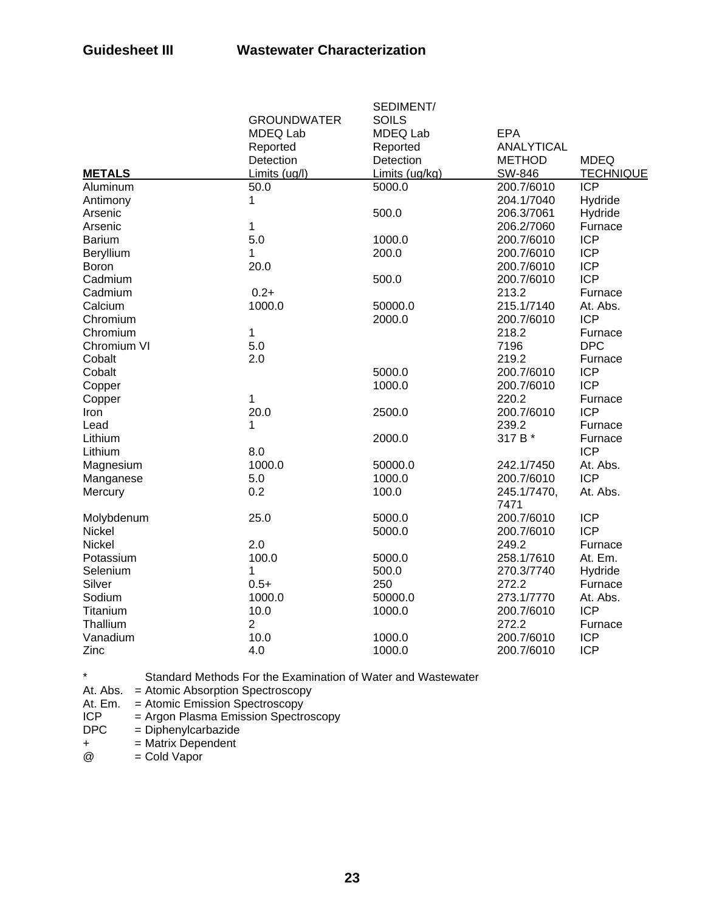**Guidesheet III Wastewater Characterization**

| METALS | GROUNDWATER MDEQ Lab Reported Detection Limits (ug/l) | SEDIMENT/ SOILS MDEQ Lab Reported Detection Limits (ug/kg) | EPA ANALYTICAL METHOD SW-846 | MDEQ TECHNIQUE |
|---|---|---|---|---|
| Aluminum | 50.0 | 5000.0 | 200.7/6010 | ICP |
| Antimony | 1 | | 204.1/7040 | Hydride |
| Arsenic | | 500.0 | 206.3/7061 | Hydride |
| Arsenic | 1 | | 206.2/7060 | Furnace |
| Barium | 5.0 | 1000.0 | 200.7/6010 | ICP |
| Beryllium | 1 | 200.0 | 200.7/6010 | ICP |
| Boron | 20.0 | | 200.7/6010 | ICP |
| Cadmium | | 500.0 | 200.7/6010 | ICP |
| Cadmium | 0.2+ | | 213.2 | Furnace |
| Calcium | 1000.0 | 50000.0 | 215.1/7140 | At. Abs. |
| Chromium | | 2000.0 | 200.7/6010 | ICP |
| Chromium | 1 | | 218.2 | Furnace |
| Chromium VI | 5.0 | | 7196 | DPC |
| Cobalt | 2.0 | | 219.2 | Furnace |
| Cobalt | | 5000.0 | 200.7/6010 | ICP |
| Copper | | 1000.0 | 200.7/6010 | ICP |
| Copper | 1 | | 220.2 | Furnace |
| Iron | 20.0 | 2500.0 | 200.7/6010 | ICP |
| Lead | 1 | | 239.2 | Furnace |
| Lithium | | 2000.0 | 317 B * | Furnace |
| Lithium | 8.0 | | | ICP |
| Magnesium | 1000.0 | 50000.0 | 242.1/7450 | At. Abs. |
| Manganese | 5.0 | 1000.0 | 200.7/6010 | ICP |
| Mercury | 0.2 | 100.0 | 245.1/7470, 7471 | At. Abs. |
| Molybdenum | 25.0 | 5000.0 | 200.7/6010 | ICP |
| Nickel | | 5000.0 | 200.7/6010 | ICP |
| Nickel | 2.0 | | 249.2 | Furnace |
| Potassium | 100.0 | 5000.0 | 258.1/7610 | At. Em. |
| Selenium | 1 | 500.0 | 270.3/7740 | Hydride |
| Silver | 0.5+ | 250 | 272.2 | Furnace |
| Sodium | 1000.0 | 50000.0 | 273.1/7770 | At. Abs. |
| Titanium | 10.0 | 1000.0 | 200.7/6010 | ICP |
| Thallium | 2 | | 272.2 | Furnace |
| Vanadium | 10.0 | 1000.0 | 200.7/6010 | ICP |
| Zinc | 4.0 | 1000.0 | 200.7/6010 | ICP |

\* Standard Methods For the Examination of Water and Wastewater
At. Abs. = Atomic Absorption Spectroscopy
At. Em. = Atomic Emission Spectroscopy
ICP = Argon Plasma Emission Spectroscopy
DPC = Diphenylcarbazide
\+ = Matrix Dependent
@ = Cold Vapor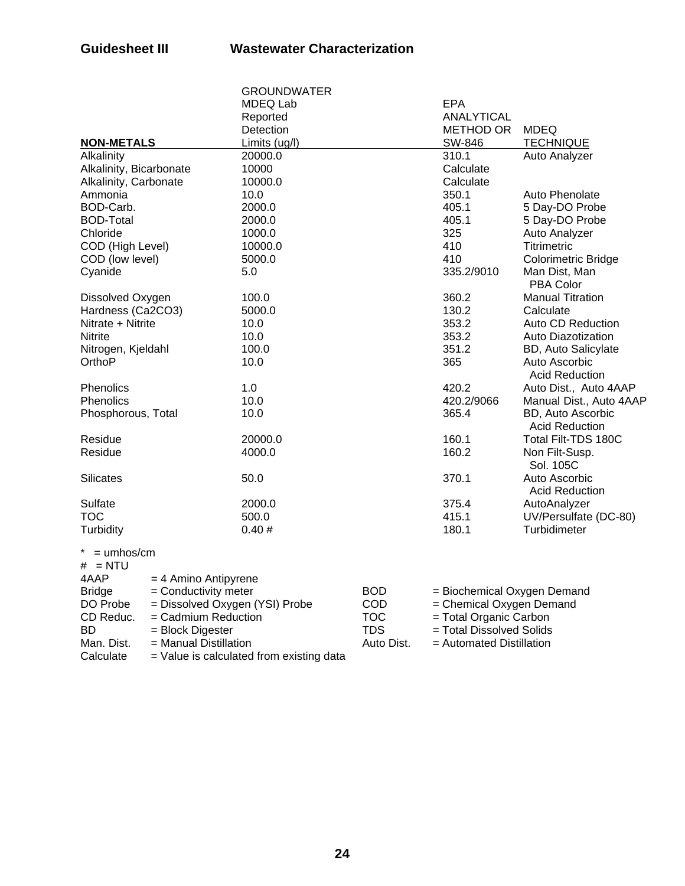## Guidesheet III Wastewater Characterization

| NON-METALS | GROUNDWATER MDEQ Lab Reported Detection Limits (ug/l) | EPA ANALYTICAL METHOD OR SW-846 | MDEQ TECHNIQUE |
|---|---|---|---|
| Alkalinity | 20000.0 | 310.1 | Auto Analyzer |
| Alkalinity, Bicarbonate | 10000 | Calculate | |
| Alkalinity, Carbonate | 10000.0 | Calculate | |
| Ammonia | 10.0 | 350.1 | Auto Phenolate |
| BOD-Carb. | 2000.0 | 405.1 | 5 Day-DO Probe |
| BOD-Total | 2000.0 | 405.1 | 5 Day-DO Probe |
| Chloride | 1000.0 | 325 | Auto Analyzer |
| COD (High Level) | 10000.0 | 410 | Titrimetric |
| COD (low level) | 5000.0 | 410 | Colorimetric Bridge |
| Cyanide | 5.0 | 335.2/9010 | Man Dist, Man PBA Color |
| Dissolved Oxygen | 100.0 | 360.2 | Manual Titration |
| Hardness (Ca2CO3) | 5000.0 | 130.2 | Calculate |
| Nitrate + Nitrite | 10.0 | 353.2 | Auto CD Reduction |
| Nitrite | 10.0 | 353.2 | Auto Diazotization |
| Nitrogen, Kjeldahl | 100.0 | 351.2 | BD, Auto Salicylate |
| OrthoP | 10.0 | 365 | Auto Ascorbic Acid Reduction |
| Phenolics | 1.0 | 420.2 | Auto Dist., Auto 4AAP |
| Phenolics | 10.0 | 420.2/9066 | Manual Dist., Auto 4AAP |
| Phosphorous, Total | 10.0 | 365.4 | BD, Auto Ascorbic Acid Reduction |
| Residue | 20000.0 | 160.1 | Total Filt-TDS 180C |
| Residue | 4000.0 | 160.2 | Non Filt-Susp. Sol. 105C |
| Silicates | 50.0 | 370.1 | Auto Ascorbic Acid Reduction |
| Sulfate | 2000.0 | 375.4 | AutoAnalyzer |
| TOC | 500.0 | 415.1 | UV/Persulfate (DC-80) |
| Turbidity | 0.40 # | 180.1 | Turbidimeter |

\* = umhos/cm
\# = NTU

| | | | |
|---|---|---|---|
| 4AAP | = 4 Amino Antipyrene | | |
| Bridge | = Conductivity meter | BOD | = Biochemical Oxygen Demand |
| DO Probe | = Dissolved Oxygen (YSI) Probe | COD | = Chemical Oxygen Demand |
| CD Reduc. | = Cadmium Reduction | TOC | = Total Organic Carbon |
| BD | = Block Digester | TDS | = Total Dissolved Solids |
| Man. Dist. | = Manual Distillation | Auto Dist. | = Automated Distillation |
| Calculate | = Value is calculated from existing data | | |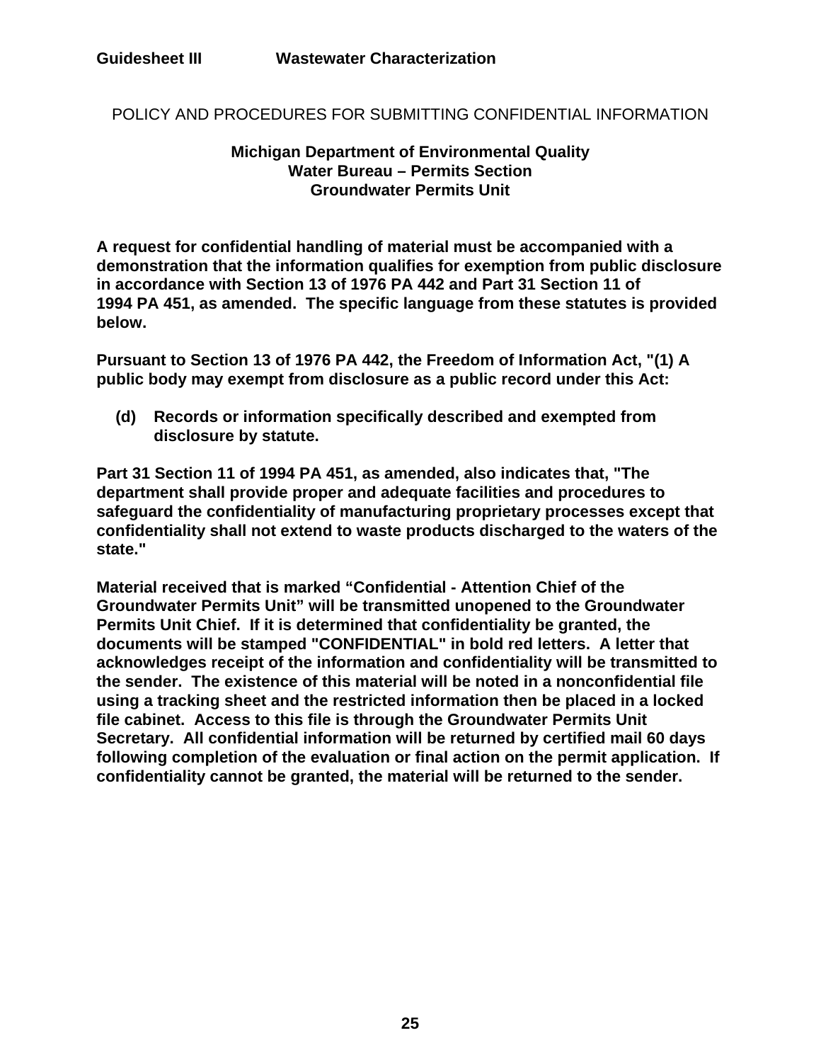**Guidesheet III Wastewater Characterization**

# POLICY AND PROCEDURES FOR SUBMITTING CONFIDENTIAL INFORMATION

**Michigan Department of Environmental Quality**
**Water Bureau – Permits Section**
**Groundwater Permits Unit**

**A request for confidential handling of material must be accompanied with a demonstration that the information qualifies for exemption from public disclosure in accordance with Section 13 of 1976 PA 442 and Part 31 Section 11 of 1994 PA 451, as amended. The specific language from these statutes is provided below.**

**Pursuant to Section 13 of 1976 PA 442, the Freedom of Information Act, "(1) A public body may exempt from disclosure as a public record under this Act:**

> **(d) Records or information specifically described and exempted from disclosure by statute.**

**Part 31 Section 11 of 1994 PA 451, as amended, also indicates that, "The department shall provide proper and adequate facilities and procedures to safeguard the confidentiality of manufacturing proprietary processes except that confidentiality shall not extend to waste products discharged to the waters of the state."**

**Material received that is marked "Confidential - Attention Chief of the Groundwater Permits Unit" will be transmitted unopened to the Groundwater Permits Unit Chief. If it is determined that confidentiality be granted, the documents will be stamped "CONFIDENTIAL" in bold red letters. A letter that acknowledges receipt of the information and confidentiality will be transmitted to the sender. The existence of this material will be noted in a nonconfidential file using a tracking sheet and the restricted information then be placed in a locked file cabinet. Access to this file is through the Groundwater Permits Unit Secretary. All confidential information will be returned by certified mail 60 days following completion of the evaluation or final action on the permit application. If confidentiality cannot be granted, the material will be returned to the sender.**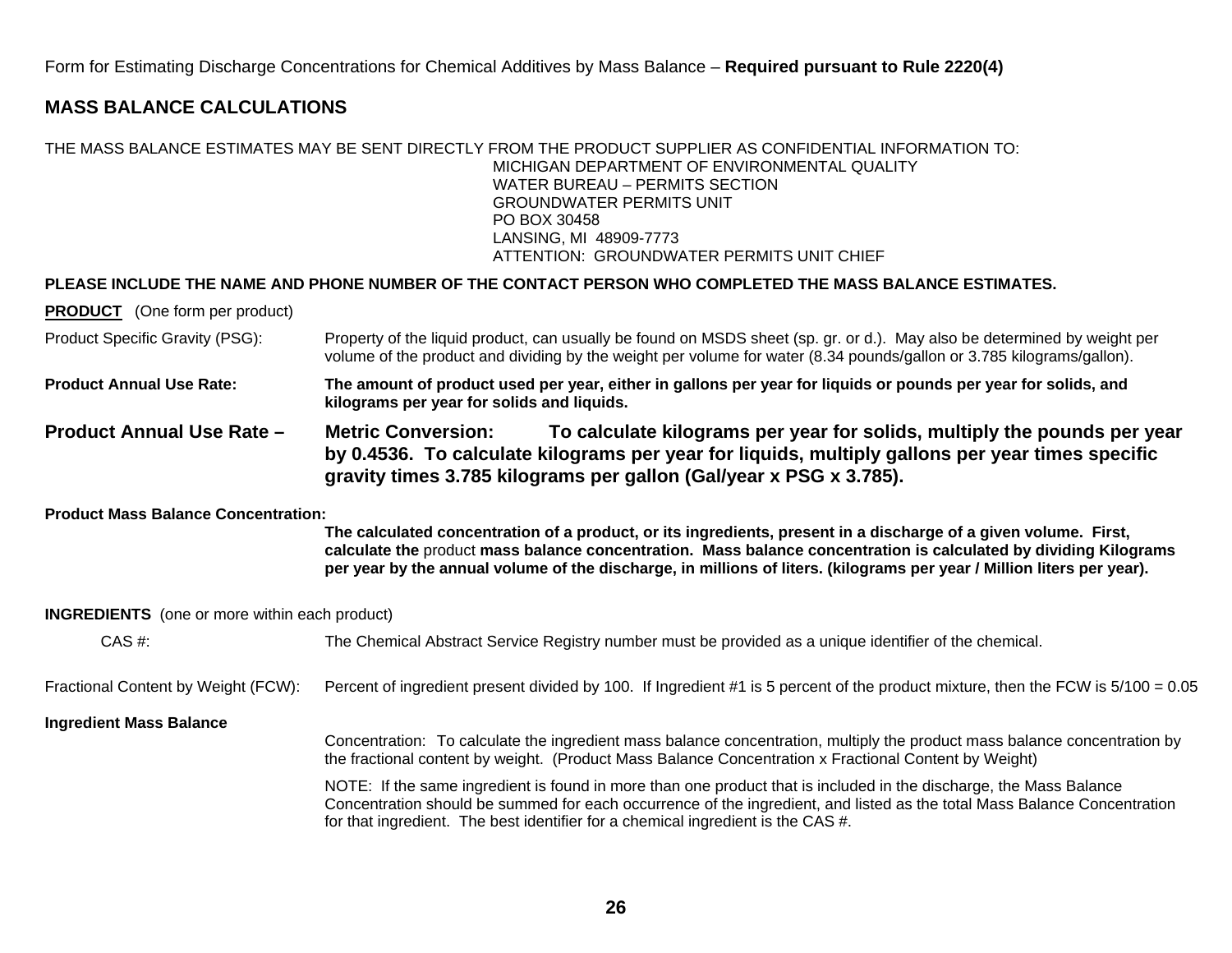Form for Estimating Discharge Concentrations for Chemical Additives by Mass Balance – **Required pursuant to Rule 2220(4)**

## MASS BALANCE CALCULATIONS

THE MASS BALANCE ESTIMATES MAY BE SENT DIRECTLY FROM THE PRODUCT SUPPLIER AS CONFIDENTIAL INFORMATION TO:

MICHIGAN DEPARTMENT OF ENVIRONMENTAL QUALITY
WATER BUREAU – PERMITS SECTION
GROUNDWATER PERMITS UNIT
PO BOX 30458
LANSING, MI 48909-7773
ATTENTION: GROUNDWATER PERMITS UNIT CHIEF

**PLEASE INCLUDE THE NAME AND PHONE NUMBER OF THE CONTACT PERSON WHO COMPLETED THE MASS BALANCE ESTIMATES.**

**PRODUCT** (One form per product)

Product Specific Gravity (PSG): Property of the liquid product, can usually be found on MSDS sheet (sp. gr. or d.). May also be determined by weight per volume of the product and dividing by the weight per volume for water (8.34 pounds/gallon or 3.785 kilograms/gallon).

**Product Annual Use Rate: The amount of product used per year, either in gallons per year for liquids or pounds per year for solids, and kilograms per year for solids and liquids.**

**Product Annual Use Rate – Metric Conversion: To calculate kilograms per year for solids, multiply the pounds per year by 0.4536. To calculate kilograms per year for liquids, multiply gallons per year times specific gravity times 3.785 kilograms per gallon (Gal/year x PSG x 3.785).**

**Product Mass Balance Concentration:**

**The calculated concentration of a product, or its ingredients, present in a discharge of a given volume. First, calculate the** product **mass balance concentration. Mass balance concentration is calculated by dividing Kilograms per year by the annual volume of the discharge, in millions of liters. (kilograms per year / Million liters per year).**

**INGREDIENTS** (one or more within each product)

CAS #: The Chemical Abstract Service Registry number must be provided as a unique identifier of the chemical.

Fractional Content by Weight (FCW): Percent of ingredient present divided by 100. If Ingredient #1 is 5 percent of the product mixture, then the FCW is 5/100 = 0.05

**Ingredient Mass Balance**

Concentration: To calculate the ingredient mass balance concentration, multiply the product mass balance concentration by the fractional content by weight. (Product Mass Balance Concentration x Fractional Content by Weight)

NOTE: If the same ingredient is found in more than one product that is included in the discharge, the Mass Balance Concentration should be summed for each occurrence of the ingredient, and listed as the total Mass Balance Concentration for that ingredient. The best identifier for a chemical ingredient is the CAS #.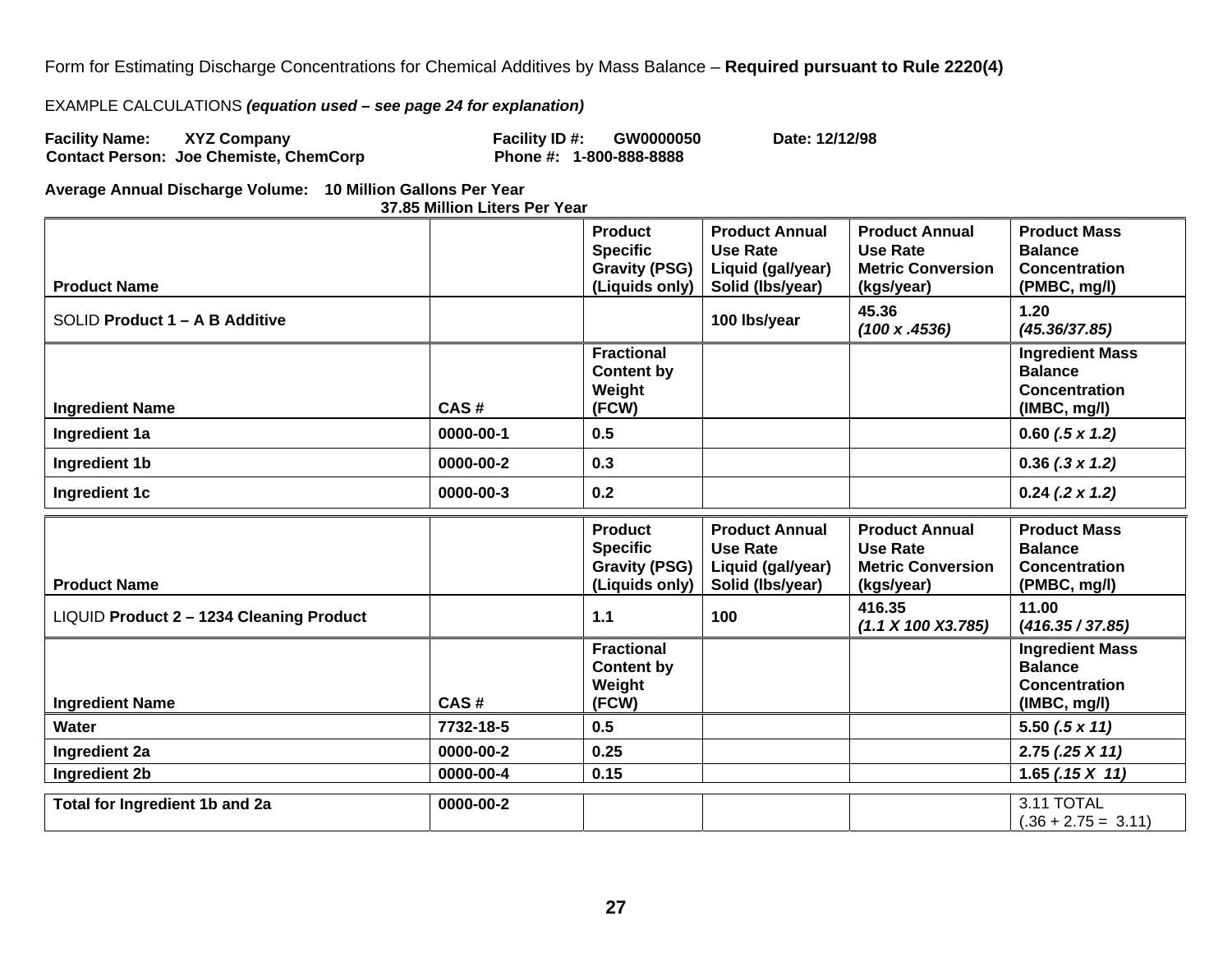Form for Estimating Discharge Concentrations for Chemical Additives by Mass Balance – **Required pursuant to Rule 2220(4)**

EXAMPLE CALCULATIONS ***(equation used – see page 24 for explanation)***

**Facility Name: XYZ Company** **Facility ID #: GW0000050** **Date: 12/12/98**
**Contact Person: Joe Chemiste, ChemCorp** **Phone #: 1-800-888-8888**

**Average Annual Discharge Volume: 10 Million Gallons Per Year**
**37.85 Million Liters Per Year**

| **Product Name** | | **Product Specific Gravity (PSG) (Liquids only)** | **Product Annual Use Rate Liquid (gal/year) Solid (lbs/year)** | **Product Annual Use Rate Metric Conversion (kgs/year)** | **Product Mass Balance Concentration (PMBC, mg/l)** |
|---|---|---|---|---|---|
| SOLID **Product 1 – A B Additive** | | | **100 lbs/year** | **45.36** ***(100 x .4536)*** | **1.20** ***(45.36/37.85)*** |
| **Ingredient Name** | **CAS #** | **Fractional Content by Weight (FCW)** | | | **Ingredient Mass Balance Concentration (IMBC, mg/l)** |
| **Ingredient 1a** | **0000-00-1** | **0.5** | | | **0.60** ***(.5 x 1.2)*** |
| **Ingredient 1b** | **0000-00-2** | **0.3** | | | **0.36** ***(.3 x 1.2)*** |
| **Ingredient 1c** | **0000-00-3** | **0.2** | | | **0.24** ***(.2 x 1.2)*** |

| **Product Name** | | **Product Specific Gravity (PSG) (Liquids only)** | **Product Annual Use Rate Liquid (gal/year) Solid (lbs/year)** | **Product Annual Use Rate Metric Conversion (kgs/year)** | **Product Mass Balance Concentration (PMBC, mg/l)** |
|---|---|---|---|---|---|
| LIQUID **Product 2 – 1234 Cleaning Product** | | **1.1** | **100** | **416.35** ***(1.1 X 100 X3.785)*** | **11.00** **(*416.35 / 37.85)*** |
| **Ingredient Name** | **CAS #** | **Fractional Content by Weight (FCW)** | | | **Ingredient Mass Balance Concentration (IMBC, mg/l)** |
| **Water** | **7732-18-5** | **0.5** | | | **5.50** ***(.5 x 11)*** |
| **Ingredient 2a** | **0000-00-2** | **0.25** | | | **2.75** ***(.25 X 11)*** |
| **Ingredient 2b** | **0000-00-4** | **0.15** | | | **1.65** ***(.15 X 11)*** |
| **Total for Ingredient 1b and 2a** | **0000-00-2** | | | | 3.11 TOTAL (.36 + 2.75 = 3.11) |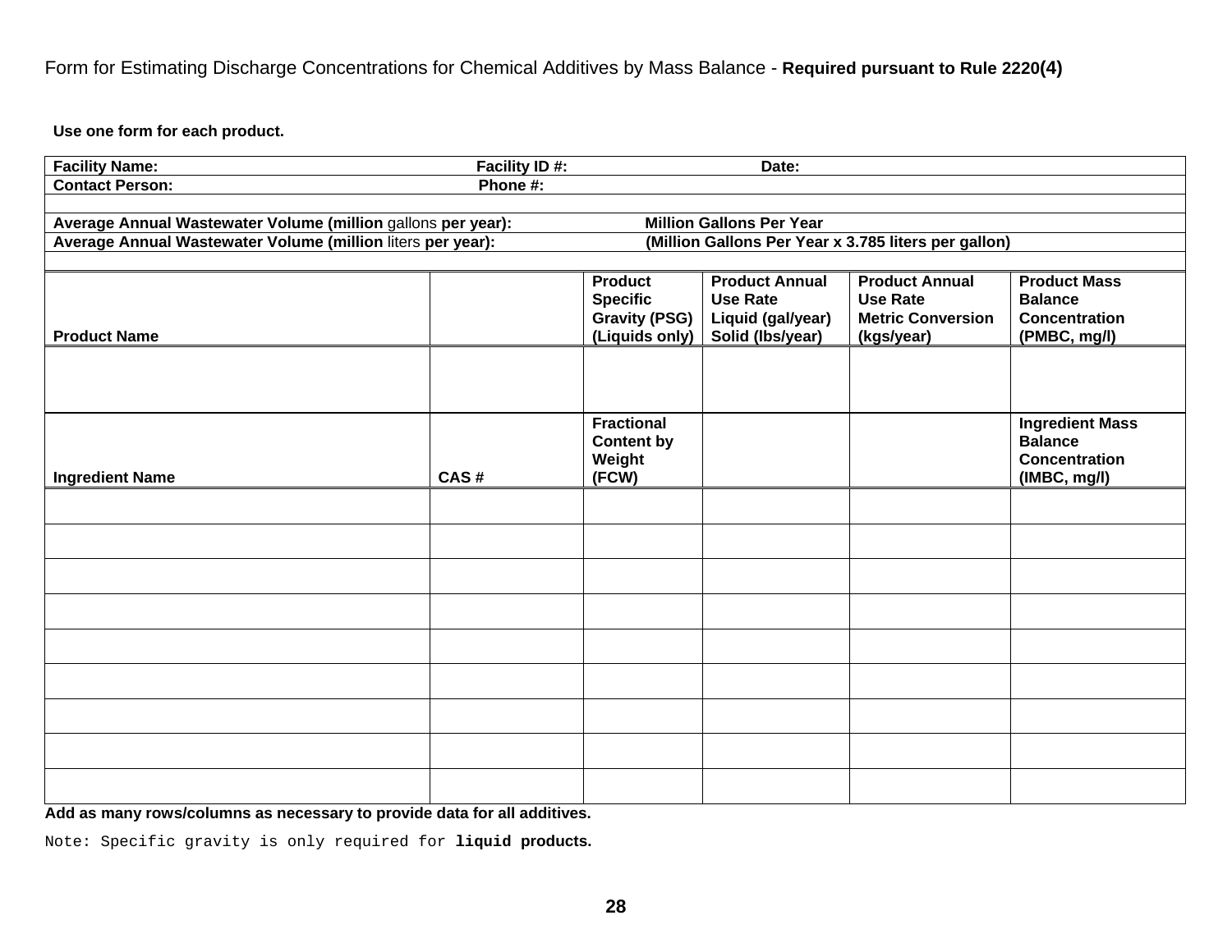Form for Estimating Discharge Concentrations for Chemical Additives by Mass Balance - **Required pursuant to Rule 2220(4)**

**Use one form for each product.**

| | | | | | |
|---|---|---|---|---|---|
| **Facility Name:** | **Facility ID #:** | | **Date:** | | |
| **Contact Person:** | **Phone #:** | | | | |
| | | | | | |
| **Average Annual Wastewater Volume (million** gallons **per year):** | | | **Million Gallons Per Year** | | |
| **Average Annual Wastewater Volume (million** liters **per year):** | | | **(Million Gallons Per Year x 3.785 liters per gallon)** | | |
| | | | | | |
| **Product Name** | | **Product Specific Gravity (PSG) (Liquids only)** | **Product Annual Use Rate Liquid (gal/year) Solid (lbs/year)** | **Product Annual Use Rate Metric Conversion (kgs/year)** | **Product Mass Balance Concentration (PMBC, mg/l)** |
| | | | | | |
| **Ingredient Name** | **CAS #** | **Fractional Content by Weight (FCW)** | | | **Ingredient Mass Balance Concentration (IMBC, mg/l)** |
| | | | | | |
| | | | | | |
| | | | | | |
| | | | | | |
| | | | | | |
| | | | | | |
| | | | | | |
| | | | | | |
| | | | | | |

**Add as many rows/columns as necessary to provide data for all additives.**

Note: Specific gravity is only required for **liquid products.**